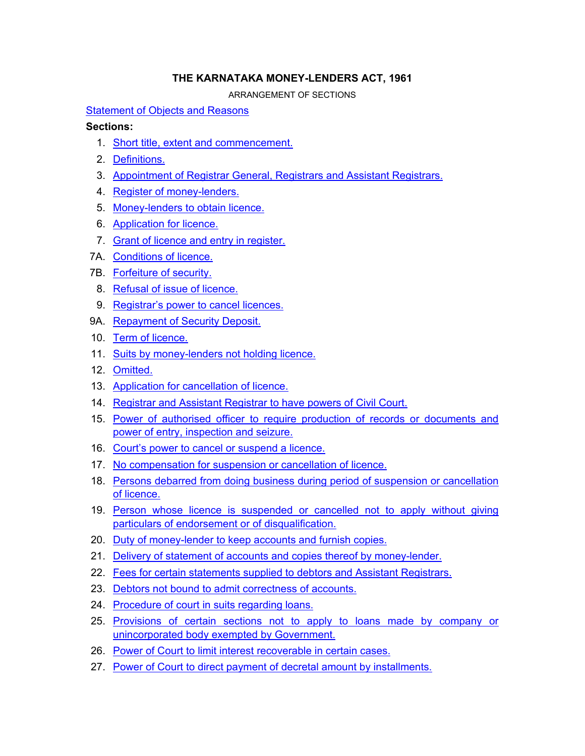# THE KARNATAKA MONEY-LENDERS ACT, 1961

ARRANGEMENT OF SECTIONS

Statement of Objects and Reasons

**Sections:**

1. Short title, extent and commencement.
2. Definitions.
3. Appointment of Registrar General, Registrars and Assistant Registrars.
4. Register of money-lenders.
5. Money-lenders to obtain licence.
6. Application for licence.
7. Grant of licence and entry in register.

7A. Conditions of licence.

7B. Forfeiture of security.

8. Refusal of issue of licence.
9. Registrar's power to cancel licences.

9A. Repayment of Security Deposit.

10. Term of licence.
11. Suits by money-lenders not holding licence.
12. Omitted.
13. Application for cancellation of licence.
14. Registrar and Assistant Registrar to have powers of Civil Court.
15. Power of authorised officer to require production of records or documents and power of entry, inspection and seizure.
16. Court's power to cancel or suspend a licence.
17. No compensation for suspension or cancellation of licence.
18. Persons debarred from doing business during period of suspension or cancellation of licence.
19. Person whose licence is suspended or cancelled not to apply without giving particulars of endorsement or of disqualification.
20. Duty of money-lender to keep accounts and furnish copies.
21. Delivery of statement of accounts and copies thereof by money-lender.
22. Fees for certain statements supplied to debtors and Assistant Registrars.
23. Debtors not bound to admit correctness of accounts.
24. Procedure of court in suits regarding loans.
25. Provisions of certain sections not to apply to loans made by company or unincorporated body exempted by Government.
26. Power of Court to limit interest recoverable in certain cases.
27. Power of Court to direct payment of decretal amount by installments.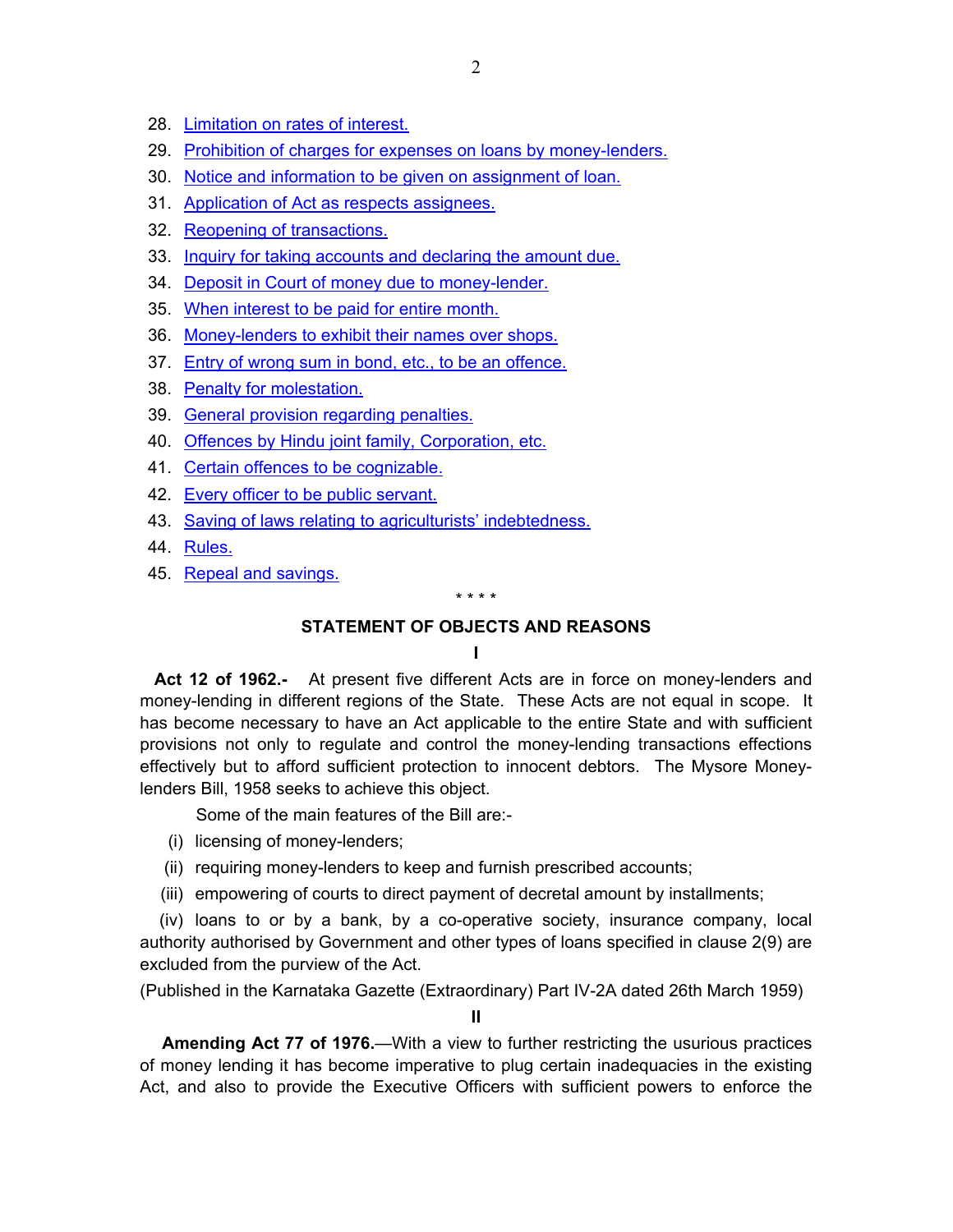28. Limitation on rates of interest.
29. Prohibition of charges for expenses on loans by money-lenders.
30. Notice and information to be given on assignment of loan.
31. Application of Act as respects assignees.
32. Reopening of transactions.
33. Inquiry for taking accounts and declaring the amount due.
34. Deposit in Court of money due to money-lender.
35. When interest to be paid for entire month.
36. Money-lenders to exhibit their names over shops.
37. Entry of wrong sum in bond, etc., to be an offence.
38. Penalty for molestation.
39. General provision regarding penalties.
40. Offences by Hindu joint family, Corporation, etc.
41. Certain offences to be cognizable.
42. Every officer to be public servant.
43. Saving of laws relating to agriculturists' indebtedness.
44. Rules.
45. Repeal and savings.

\* \* \* \*

## STATEMENT OF OBJECTS AND REASONS

### I

**Act 12 of 1962.-** At present five different Acts are in force on money-lenders and money-lending in different regions of the State. These Acts are not equal in scope. It has become necessary to have an Act applicable to the entire State and with sufficient provisions not only to regulate and control the money-lending transactions effections effectively but to afford sufficient protection to innocent debtors. The Mysore Money-lenders Bill, 1958 seeks to achieve this object.

Some of the main features of the Bill are:-

(i) licensing of money-lenders;

(ii) requiring money-lenders to keep and furnish prescribed accounts;

(iii) empowering of courts to direct payment of decretal amount by installments;

(iv) loans to or by a bank, by a co-operative society, insurance company, local authority authorised by Government and other types of loans specified in clause 2(9) are excluded from the purview of the Act.

(Published in the Karnataka Gazette (Extraordinary) Part IV-2A dated 26th March 1959)

### II

**Amending Act 77 of 1976.**—With a view to further restricting the usurious practices of money lending it has become imperative to plug certain inadequacies in the existing Act, and also to provide the Executive Officers with sufficient powers to enforce the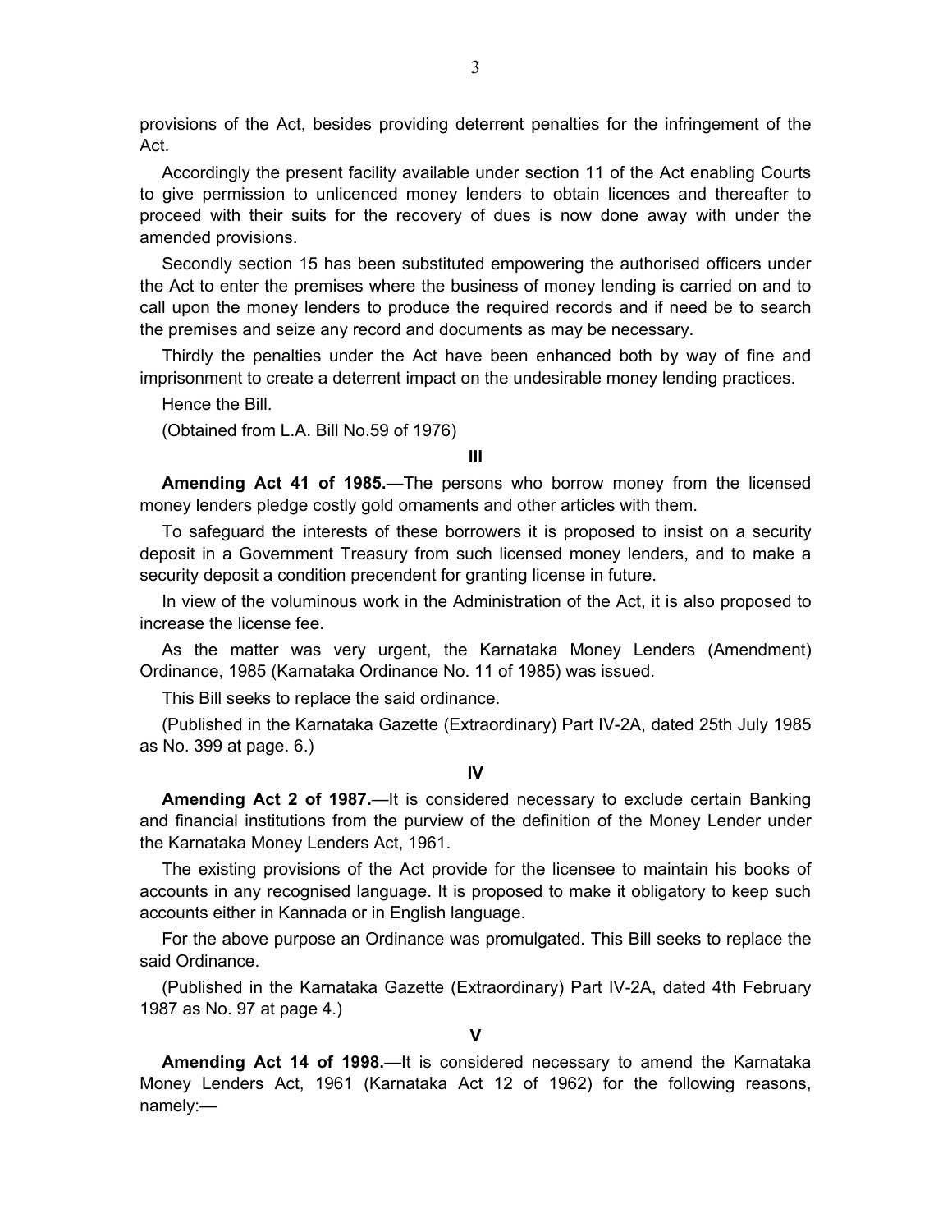provisions of the Act, besides providing deterrent penalties for the infringement of the Act.

Accordingly the present facility available under section 11 of the Act enabling Courts to give permission to unlicenced money lenders to obtain licences and thereafter to proceed with their suits for the recovery of dues is now done away with under the amended provisions.

Secondly section 15 has been substituted empowering the authorised officers under the Act to enter the premises where the business of money lending is carried on and to call upon the money lenders to produce the required records and if need be to search the premises and seize any record and documents as may be necessary.

Thirdly the penalties under the Act have been enhanced both by way of fine and imprisonment to create a deterrent impact on the undesirable money lending practices.

Hence the Bill.

(Obtained from L.A. Bill No.59 of 1976)

**III**

**Amending Act 41 of 1985.**—The persons who borrow money from the licensed money lenders pledge costly gold ornaments and other articles with them.

To safeguard the interests of these borrowers it is proposed to insist on a security deposit in a Government Treasury from such licensed money lenders, and to make a security deposit a condition precendent for granting license in future.

In view of the voluminous work in the Administration of the Act, it is also proposed to increase the license fee.

As the matter was very urgent, the Karnataka Money Lenders (Amendment) Ordinance, 1985 (Karnataka Ordinance No. 11 of 1985) was issued.

This Bill seeks to replace the said ordinance.

(Published in the Karnataka Gazette (Extraordinary) Part IV-2A, dated 25th July 1985 as No. 399 at page. 6.)

**IV**

**Amending Act 2 of 1987.**—It is considered necessary to exclude certain Banking and financial institutions from the purview of the definition of the Money Lender under the Karnataka Money Lenders Act, 1961.

The existing provisions of the Act provide for the licensee to maintain his books of accounts in any recognised language. It is proposed to make it obligatory to keep such accounts either in Kannada or in English language.

For the above purpose an Ordinance was promulgated. This Bill seeks to replace the said Ordinance.

(Published in the Karnataka Gazette (Extraordinary) Part IV-2A, dated 4th February 1987 as No. 97 at page 4.)

**V**

**Amending Act 14 of 1998.**—It is considered necessary to amend the Karnataka Money Lenders Act, 1961 (Karnataka Act 12 of 1962) for the following reasons, namely:—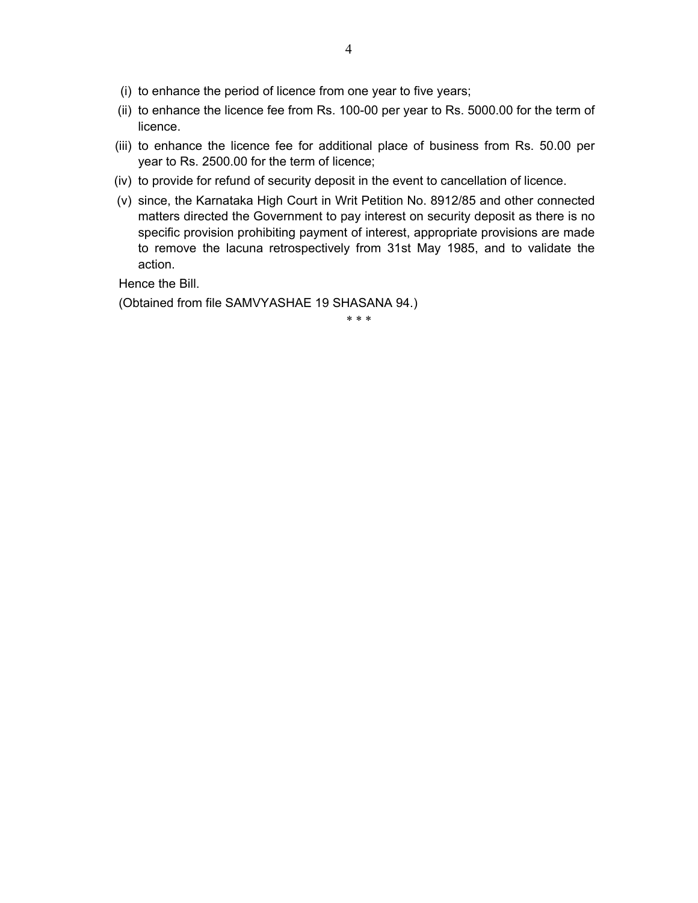- (i) to enhance the period of licence from one year to five years;
- (ii) to enhance the licence fee from Rs. 100-00 per year to Rs. 5000.00 for the term of licence.
- (iii) to enhance the licence fee for additional place of business from Rs. 50.00 per year to Rs. 2500.00 for the term of licence;
- (iv) to provide for refund of security deposit in the event to cancellation of licence.
- (v) since, the Karnataka High Court in Writ Petition No. 8912/85 and other connected matters directed the Government to pay interest on security deposit as there is no specific provision prohibiting payment of interest, appropriate provisions are made to remove the lacuna retrospectively from 31st May 1985, and to validate the action.

Hence the Bill.

(Obtained from file SAMVYASHAE 19 SHASANA 94.)

\* \* \*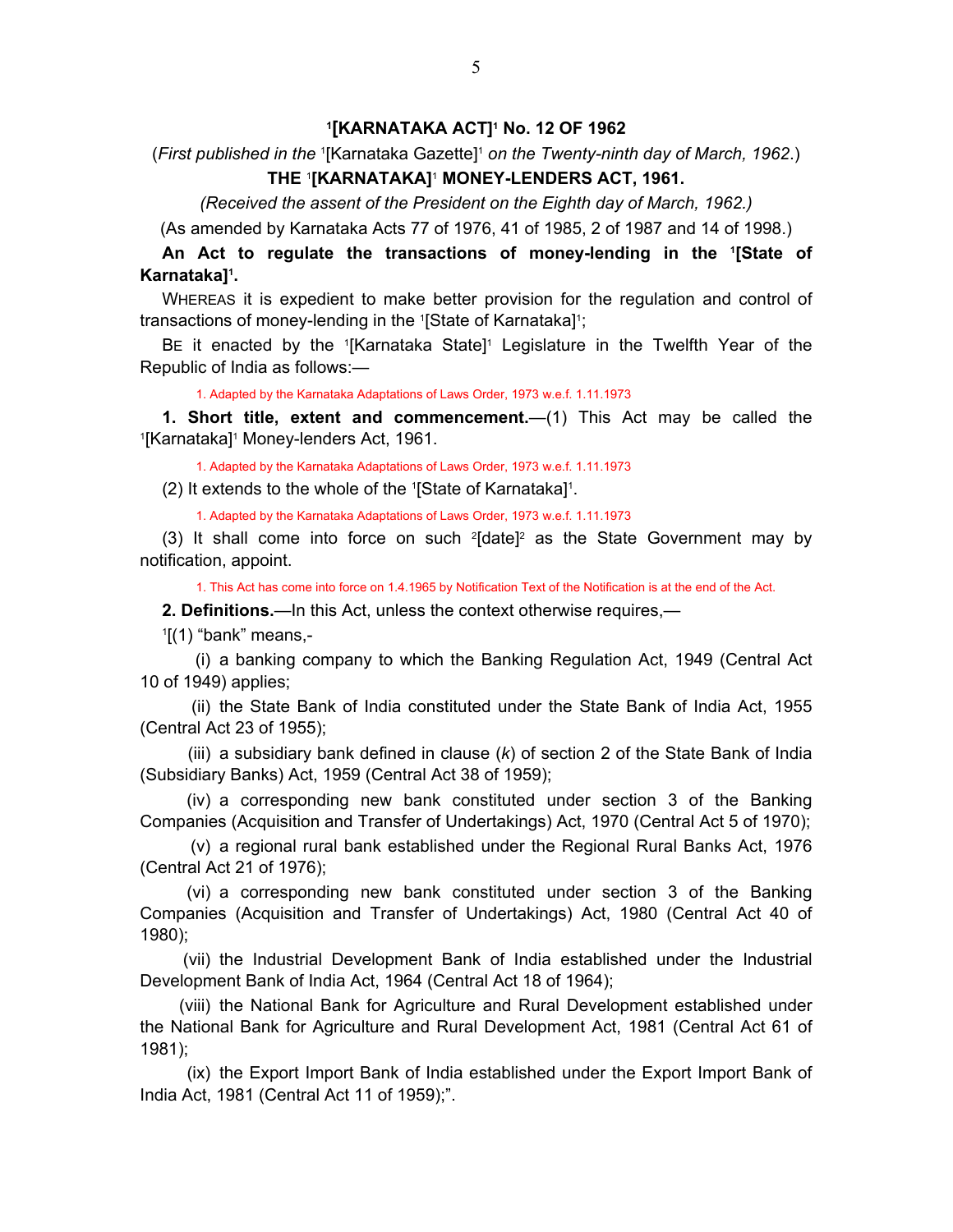**[1][KARNATAKA ACT][1] No. 12 OF 1962**

(*First published in the* [1][Karnataka Gazette][1] *on the Twenty-ninth day of March, 1962.*)

**THE [1][KARNATAKA][1] MONEY-LENDERS ACT, 1961.**

*(Received the assent of the President on the Eighth day of March, 1962.)*

(As amended by Karnataka Acts 77 of 1976, 41 of 1985, 2 of 1987 and 14 of 1998.)

**An Act to regulate the transactions of money-lending in the [1][State of Karnataka][1].**

WHEREAS it is expedient to make better provision for the regulation and control of transactions of money-lending in the [1][State of Karnataka][1];

BE it enacted by the [1][Karnataka State][1] Legislature in the Twelfth Year of the Republic of India as follows:—

1. Adapted by the Karnataka Adaptations of Laws Order, 1973 w.e.f. 1.11.1973

**1. Short title, extent and commencement.**—(1) This Act may be called the [1][Karnataka][1] Money-lenders Act, 1961.

1. Adapted by the Karnataka Adaptations of Laws Order, 1973 w.e.f. 1.11.1973

(2) It extends to the whole of the [1][State of Karnataka][1].

1. Adapted by the Karnataka Adaptations of Laws Order, 1973 w.e.f. 1.11.1973

(3) It shall come into force on such [2][date][2] as the State Government may by notification, appoint.

1. This Act has come into force on 1.4.1965 by Notification Text of the Notification is at the end of the Act.

**2. Definitions.**—In this Act, unless the context otherwise requires,—

[1][(1) "bank" means,-

(i) a banking company to which the Banking Regulation Act, 1949 (Central Act 10 of 1949) applies;

(ii) the State Bank of India constituted under the State Bank of India Act, 1955 (Central Act 23 of 1955);

(iii) a subsidiary bank defined in clause (*k*) of section 2 of the State Bank of India (Subsidiary Banks) Act, 1959 (Central Act 38 of 1959);

(iv) a corresponding new bank constituted under section 3 of the Banking Companies (Acquisition and Transfer of Undertakings) Act, 1970 (Central Act 5 of 1970);

(v) a regional rural bank established under the Regional Rural Banks Act, 1976 (Central Act 21 of 1976);

(vi) a corresponding new bank constituted under section 3 of the Banking Companies (Acquisition and Transfer of Undertakings) Act, 1980 (Central Act 40 of 1980);

(vii) the Industrial Development Bank of India established under the Industrial Development Bank of India Act, 1964 (Central Act 18 of 1964);

(viii) the National Bank for Agriculture and Rural Development established under the National Bank for Agriculture and Rural Development Act, 1981 (Central Act 61 of 1981);

(ix) the Export Import Bank of India established under the Export Import Bank of India Act, 1981 (Central Act 11 of 1959);".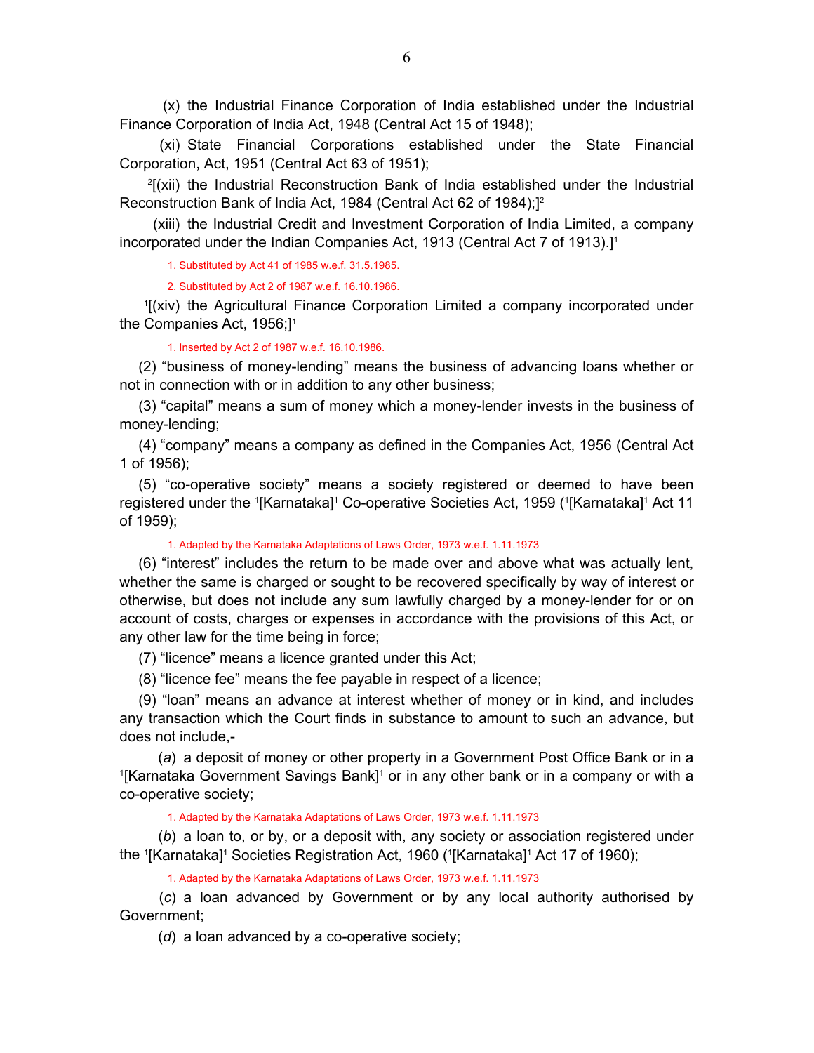(x) the Industrial Finance Corporation of India established under the Industrial Finance Corporation of India Act, 1948 (Central Act 15 of 1948);

(xi) State Financial Corporations established under the State Financial Corporation, Act, 1951 (Central Act 63 of 1951);

[2][(xii) the Industrial Reconstruction Bank of India established under the Industrial Reconstruction Bank of India Act, 1984 (Central Act 62 of 1984);][2]

(xiii) the Industrial Credit and Investment Corporation of India Limited, a company incorporated under the Indian Companies Act, 1913 (Central Act 7 of 1913).][1]

1. Substituted by Act 41 of 1985 w.e.f. 31.5.1985.

2. Substituted by Act 2 of 1987 w.e.f. 16.10.1986.

[1][(xiv) the Agricultural Finance Corporation Limited a company incorporated under the Companies Act, 1956;][1]

1. Inserted by Act 2 of 1987 w.e.f. 16.10.1986.

(2) "business of money-lending" means the business of advancing loans whether or not in connection with or in addition to any other business;

(3) "capital" means a sum of money which a money-lender invests in the business of money-lending;

(4) "company" means a company as defined in the Companies Act, 1956 (Central Act 1 of 1956);

(5) "co-operative society" means a society registered or deemed to have been registered under the [1][Karnataka][1] Co-operative Societies Act, 1959 ([1][Karnataka][1] Act 11 of 1959);

1. Adapted by the Karnataka Adaptations of Laws Order, 1973 w.e.f. 1.11.1973

(6) "interest" includes the return to be made over and above what was actually lent, whether the same is charged or sought to be recovered specifically by way of interest or otherwise, but does not include any sum lawfully charged by a money-lender for or on account of costs, charges or expenses in accordance with the provisions of this Act, or any other law for the time being in force;

(7) "licence" means a licence granted under this Act;

(8) "licence fee" means the fee payable in respect of a licence;

(9) "loan" means an advance at interest whether of money or in kind, and includes any transaction which the Court finds in substance to amount to such an advance, but does not include,-

(*a*) a deposit of money or other property in a Government Post Office Bank or in a [1][Karnataka Government Savings Bank][1] or in any other bank or in a company or with a co-operative society;

1. Adapted by the Karnataka Adaptations of Laws Order, 1973 w.e.f. 1.11.1973

(*b*) a loan to, or by, or a deposit with, any society or association registered under the [1][Karnataka][1] Societies Registration Act, 1960 ([1][Karnataka][1] Act 17 of 1960);

1. Adapted by the Karnataka Adaptations of Laws Order, 1973 w.e.f. 1.11.1973

(*c*) a loan advanced by Government or by any local authority authorised by Government;

(*d*) a loan advanced by a co-operative society;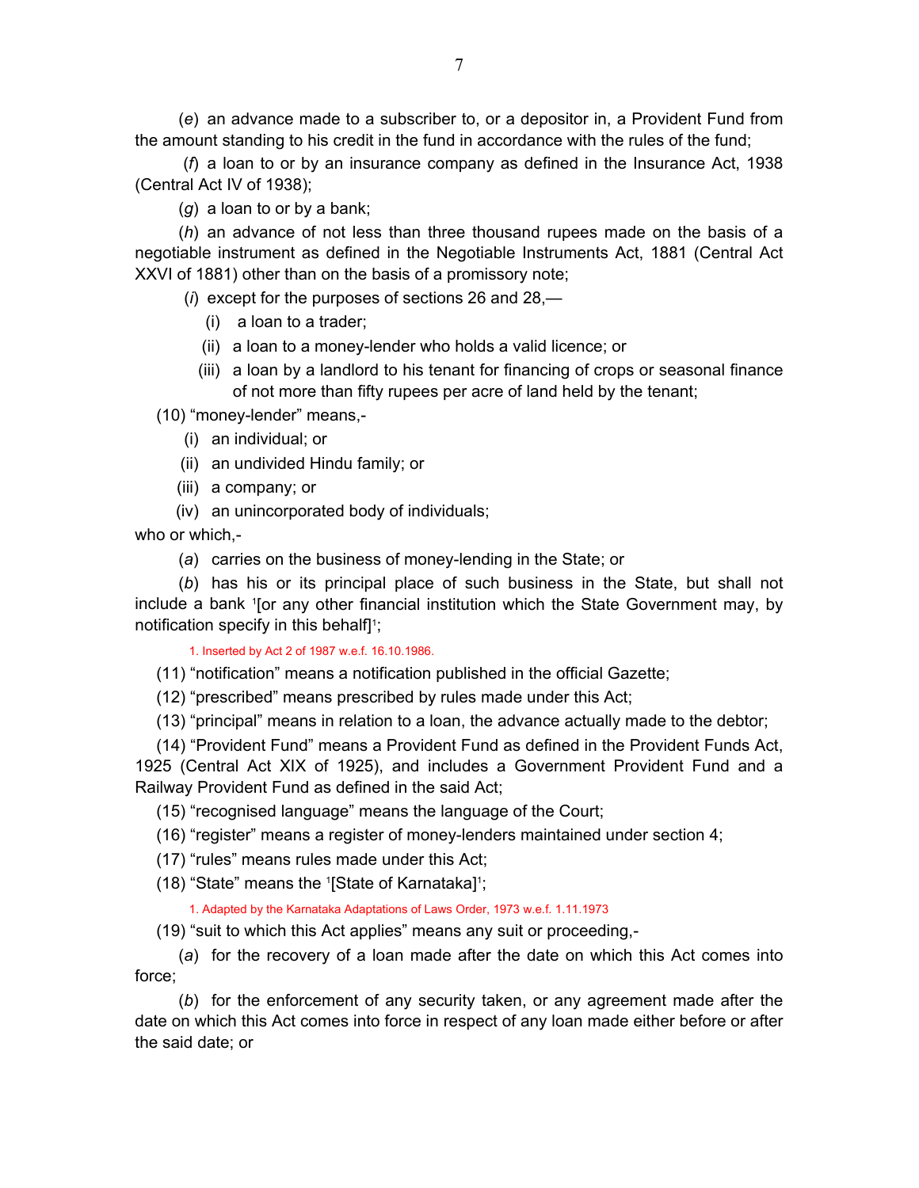(*e*) an advance made to a subscriber to, or a depositor in, a Provident Fund from the amount standing to his credit in the fund in accordance with the rules of the fund;

(*f*) a loan to or by an insurance company as defined in the Insurance Act, 1938 (Central Act IV of 1938);

(*g*) a loan to or by a bank;

(*h*) an advance of not less than three thousand rupees made on the basis of a negotiable instrument as defined in the Negotiable Instruments Act, 1881 (Central Act XXVI of 1881) other than on the basis of a promissory note;

(*i*) except for the purposes of sections 26 and 28,—

(i) a loan to a trader;

(ii) a loan to a money-lender who holds a valid licence; or

(iii) a loan by a landlord to his tenant for financing of crops or seasonal finance of not more than fifty rupees per acre of land held by the tenant;

(10) "money-lender" means,-

(i) an individual; or

(ii) an undivided Hindu family; or

(iii) a company; or

(iv) an unincorporated body of individuals;

who or which,-

(*a*) carries on the business of money-lending in the State; or

(*b*) has his or its principal place of such business in the State, but shall not include a bank [1][or any other financial institution which the State Government may, by notification specify in this behalf][1];

1. Inserted by Act 2 of 1987 w.e.f. 16.10.1986.

(11) "notification" means a notification published in the official Gazette;

(12) "prescribed" means prescribed by rules made under this Act;

(13) "principal" means in relation to a loan, the advance actually made to the debtor;

(14) "Provident Fund" means a Provident Fund as defined in the Provident Funds Act, 1925 (Central Act XIX of 1925), and includes a Government Provident Fund and a Railway Provident Fund as defined in the said Act;

(15) "recognised language" means the language of the Court;

(16) "register" means a register of money-lenders maintained under section 4;

(17) "rules" means rules made under this Act;

(18) "State" means the [1][State of Karnataka][1];

1. Adapted by the Karnataka Adaptations of Laws Order, 1973 w.e.f. 1.11.1973

(19) "suit to which this Act applies" means any suit or proceeding,-

(*a*) for the recovery of a loan made after the date on which this Act comes into force;

(*b*) for the enforcement of any security taken, or any agreement made after the date on which this Act comes into force in respect of any loan made either before or after the said date; or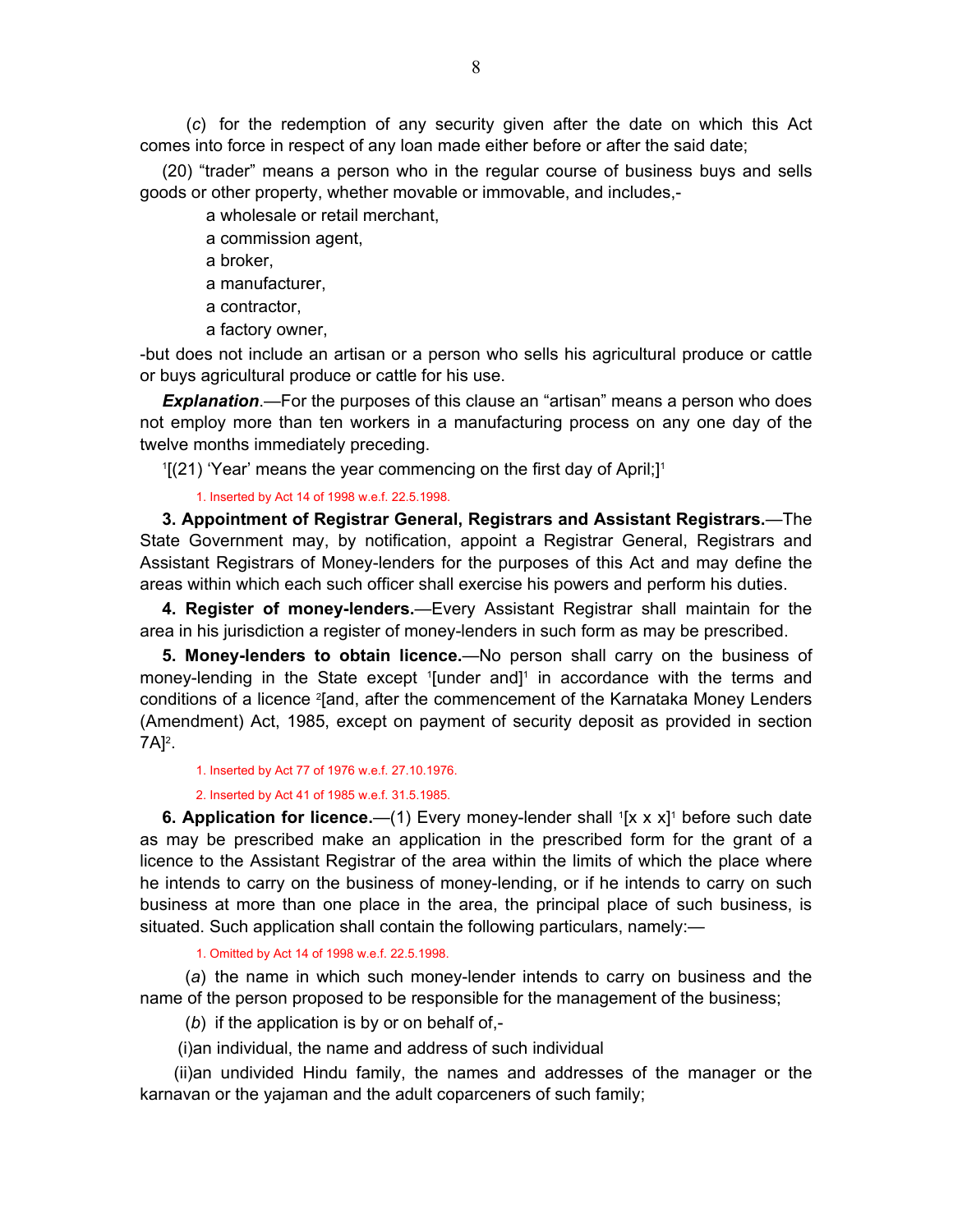(*c*) for the redemption of any security given after the date on which this Act comes into force in respect of any loan made either before or after the said date;

(20) "trader" means a person who in the regular course of business buys and sells goods or other property, whether movable or immovable, and includes,-

a wholesale or retail merchant,
a commission agent,
a broker,
a manufacturer,
a contractor,
a factory owner,

-but does not include an artisan or a person who sells his agricultural produce or cattle or buys agricultural produce or cattle for his use.

***Explanation***.—For the purposes of this clause an "artisan" means a person who does not employ more than ten workers in a manufacturing process on any one day of the twelve months immediately preceding.

[1][(21) 'Year' means the year commencing on the first day of April;][1]

1. Inserted by Act 14 of 1998 w.e.f. 22.5.1998.

**3. Appointment of Registrar General, Registrars and Assistant Registrars.**—The State Government may, by notification, appoint a Registrar General, Registrars and Assistant Registrars of Money-lenders for the purposes of this Act and may define the areas within which each such officer shall exercise his powers and perform his duties.

**4. Register of money-lenders.**—Every Assistant Registrar shall maintain for the area in his jurisdiction a register of money-lenders in such form as may be prescribed.

**5. Money-lenders to obtain licence.**—No person shall carry on the business of money-lending in the State except [1][under and][1] in accordance with the terms and conditions of a licence [2][and, after the commencement of the Karnataka Money Lenders (Amendment) Act, 1985, except on payment of security deposit as provided in section 7A][2].

1. Inserted by Act 77 of 1976 w.e.f. 27.10.1976.

2. Inserted by Act 41 of 1985 w.e.f. 31.5.1985.

**6. Application for licence.**—(1) Every money-lender shall [1][x x x][1] before such date as may be prescribed make an application in the prescribed form for the grant of a licence to the Assistant Registrar of the area within the limits of which the place where he intends to carry on the business of money-lending, or if he intends to carry on such business at more than one place in the area, the principal place of such business, is situated. Such application shall contain the following particulars, namely:—

1. Omitted by Act 14 of 1998 w.e.f. 22.5.1998.

(*a*) the name in which such money-lender intends to carry on business and the name of the person proposed to be responsible for the management of the business;

(*b*) if the application is by or on behalf of,-

(i)an individual, the name and address of such individual

(ii)an undivided Hindu family, the names and addresses of the manager or the karnavan or the yajaman and the adult coparceners of such family;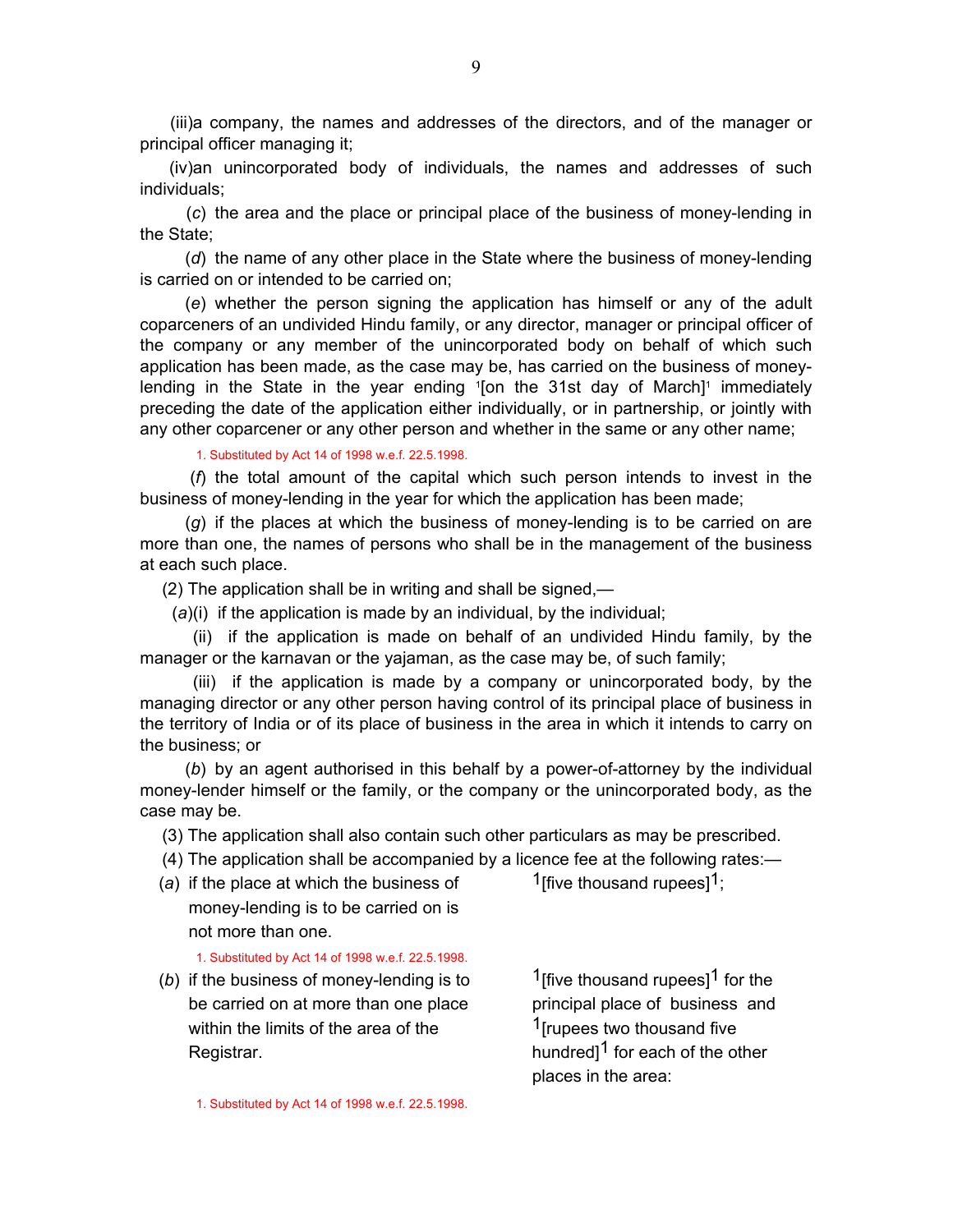(iii)a company, the names and addresses of the directors, and of the manager or principal officer managing it;

(iv)an unincorporated body of individuals, the names and addresses of such individuals;

(*c*) the area and the place or principal place of the business of money-lending in the State;

(*d*) the name of any other place in the State where the business of money-lending is carried on or intended to be carried on;

(*e*) whether the person signing the application has himself or any of the adult coparceners of an undivided Hindu family, or any director, manager or principal officer of the company or any member of the unincorporated body on behalf of which such application has been made, as the case may be, has carried on the business of money-lending in the State in the year ending [1][on the 31st day of March][1] immediately preceding the date of the application either individually, or in partnership, or jointly with any other coparcener or any other person and whether in the same or any other name;

1. Substituted by Act 14 of 1998 w.e.f. 22.5.1998.

(*f*) the total amount of the capital which such person intends to invest in the business of money-lending in the year for which the application has been made;

(*g*) if the places at which the business of money-lending is to be carried on are more than one, the names of persons who shall be in the management of the business at each such place.

(2) The application shall be in writing and shall be signed,—

(*a*)(i) if the application is made by an individual, by the individual;

(ii) if the application is made on behalf of an undivided Hindu family, by the manager or the karnavan or the yajaman, as the case may be, of such family;

(iii) if the application is made by a company or unincorporated body, by the managing director or any other person having control of its principal place of business in the territory of India or of its place of business in the area in which it intends to carry on the business; or

(*b*) by an agent authorised in this behalf by a power-of-attorney by the individual money-lender himself or the family, or the company or the unincorporated body, as the case may be.

(3) The application shall also contain such other particulars as may be prescribed.

(4) The application shall be accompanied by a licence fee at the following rates:—

(*a*) if the place at which the business of money-lending is to be carried on is not more than one. — [1][five thousand rupees][1];

1. Substituted by Act 14 of 1998 w.e.f. 22.5.1998.

(*b*) if the business of money-lending is to be carried on at more than one place within the limits of the area of the Registrar. — [1][five thousand rupees][1] for the principal place of business and [1][rupees two thousand five hundred][1] for each of the other places in the area:

1. Substituted by Act 14 of 1998 w.e.f. 22.5.1998.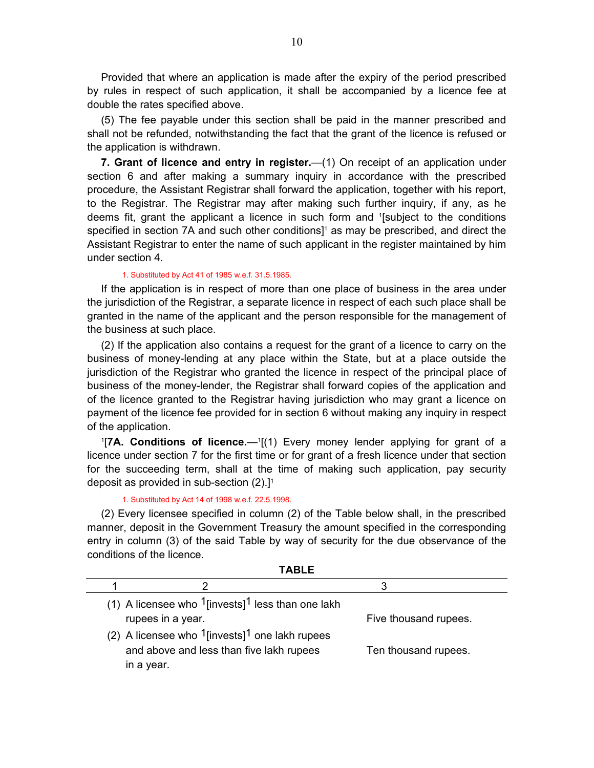Provided that where an application is made after the expiry of the period prescribed by rules in respect of such application, it shall be accompanied by a licence fee at double the rates specified above.

(5) The fee payable under this section shall be paid in the manner prescribed and shall not be refunded, notwithstanding the fact that the grant of the licence is refused or the application is withdrawn.

**7. Grant of licence and entry in register.**—(1) On receipt of an application under section 6 and after making a summary inquiry in accordance with the prescribed procedure, the Assistant Registrar shall forward the application, together with his report, to the Registrar. The Registrar may after making such further inquiry, if any, as he deems fit, grant the applicant a licence in such form and [1][subject to the conditions specified in section 7A and such other conditions][1] as may be prescribed, and direct the Assistant Registrar to enter the name of such applicant in the register maintained by him under section 4.

1. Substituted by Act 41 of 1985 w.e.f. 31.5.1985.

If the application is in respect of more than one place of business in the area under the jurisdiction of the Registrar, a separate licence in respect of each such place shall be granted in the name of the applicant and the person responsible for the management of the business at such place.

(2) If the application also contains a request for the grant of a licence to carry on the business of money-lending at any place within the State, but at a place outside the jurisdiction of the Registrar who granted the licence in respect of the principal place of business of the money-lender, the Registrar shall forward copies of the application and of the licence granted to the Registrar having jurisdiction who may grant a licence on payment of the licence fee provided for in section 6 without making any inquiry in respect of the application.

[1][**7A. Conditions of licence.**—[1][(1) Every money lender applying for grant of a licence under section 7 for the first time or for grant of a fresh licence under that section for the succeeding term, shall at the time of making such application, pay security deposit as provided in sub-section (2).][1]

1. Substituted by Act 14 of 1998 w.e.f. 22.5.1998.

(2) Every licensee specified in column (2) of the Table below shall, in the prescribed manner, deposit in the Government Treasury the amount specified in the corresponding entry in column (3) of the said Table by way of security for the due observance of the conditions of the licence.

**TABLE**

| 1 | 2 | 3 |
|---|---|---|
| (1) | A licensee who [1][invests][1] less than one lakh rupees in a year. | Five thousand rupees. |
| (2) | A licensee who [1][invests][1] one lakh rupees and above and less than five lakh rupees in a year. | Ten thousand rupees. |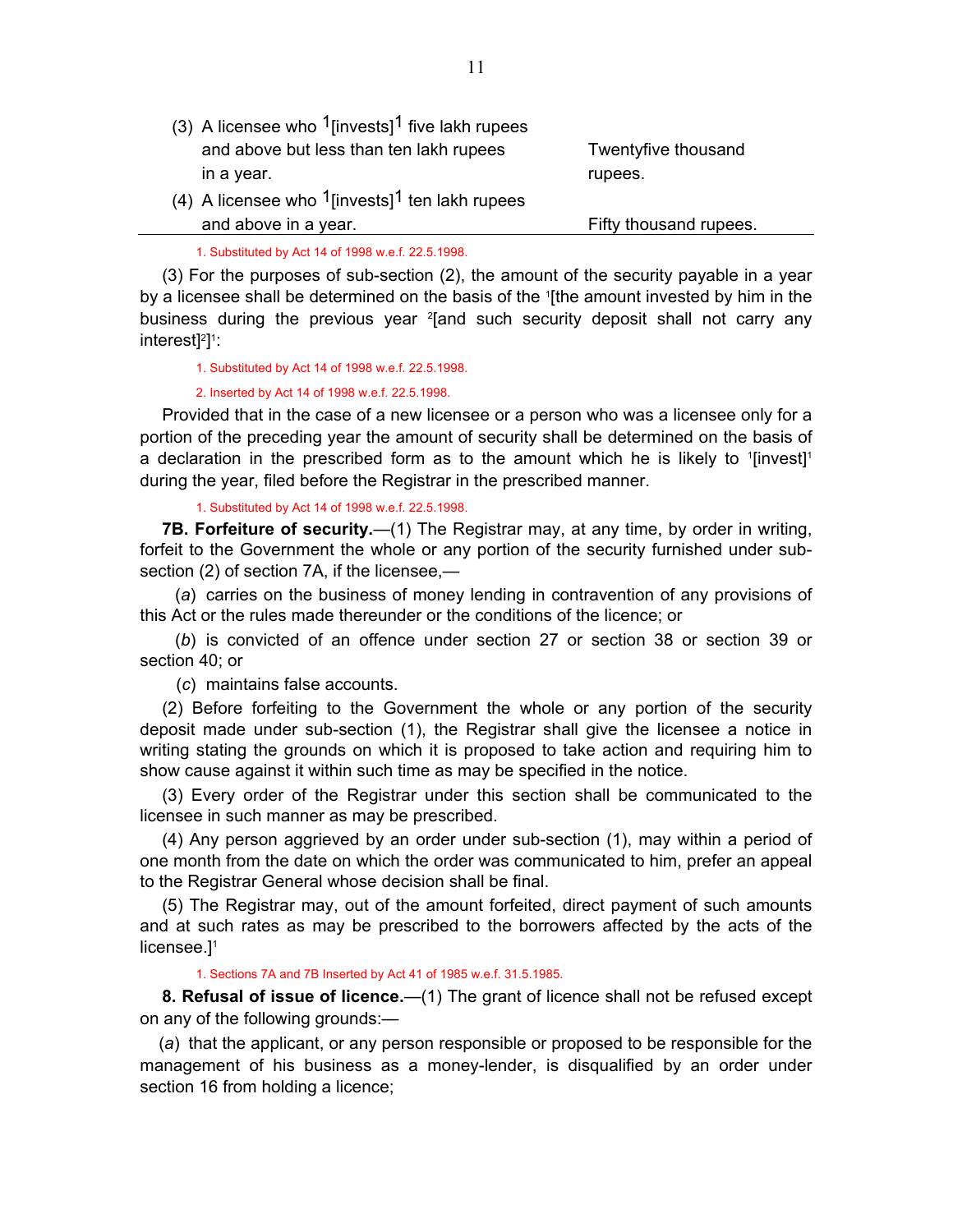| | |
|---|---|
| (3) A licensee who [1][invests][1] five lakh rupees and above but less than ten lakh rupees in a year. | Twentyfive thousand rupees. |
| (4) A licensee who [1][invests][1] ten lakh rupees and above in a year. | Fifty thousand rupees. |

1. Substituted by Act 14 of 1998 w.e.f. 22.5.1998.

(3) For the purposes of sub-section (2), the amount of the security payable in a year by a licensee shall be determined on the basis of the [1][the amount invested by him in the business during the previous year [2][and such security deposit shall not carry any interest][2]][1]:

1. Substituted by Act 14 of 1998 w.e.f. 22.5.1998.

2. Inserted by Act 14 of 1998 w.e.f. 22.5.1998.

Provided that in the case of a new licensee or a person who was a licensee only for a portion of the preceding year the amount of security shall be determined on the basis of a declaration in the prescribed form as to the amount which he is likely to [1][invest][1] during the year, filed before the Registrar in the prescribed manner.

1. Substituted by Act 14 of 1998 w.e.f. 22.5.1998.

**7B. Forfeiture of security.**—(1) The Registrar may, at any time, by order in writing, forfeit to the Government the whole or any portion of the security furnished under sub-section (2) of section 7A, if the licensee,—

(*a*) carries on the business of money lending in contravention of any provisions of this Act or the rules made thereunder or the conditions of the licence; or

(*b*) is convicted of an offence under section 27 or section 38 or section 39 or section 40; or

(*c*) maintains false accounts.

(2) Before forfeiting to the Government the whole or any portion of the security deposit made under sub-section (1), the Registrar shall give the licensee a notice in writing stating the grounds on which it is proposed to take action and requiring him to show cause against it within such time as may be specified in the notice.

(3) Every order of the Registrar under this section shall be communicated to the licensee in such manner as may be prescribed.

(4) Any person aggrieved by an order under sub-section (1), may within a period of one month from the date on which the order was communicated to him, prefer an appeal to the Registrar General whose decision shall be final.

(5) The Registrar may, out of the amount forfeited, direct payment of such amounts and at such rates as may be prescribed to the borrowers affected by the acts of the licensee.][1]

1. Sections 7A and 7B Inserted by Act 41 of 1985 w.e.f. 31.5.1985.

**8. Refusal of issue of licence.**—(1) The grant of licence shall not be refused except on any of the following grounds:—

(*a*) that the applicant, or any person responsible or proposed to be responsible for the management of his business as a money-lender, is disqualified by an order under section 16 from holding a licence;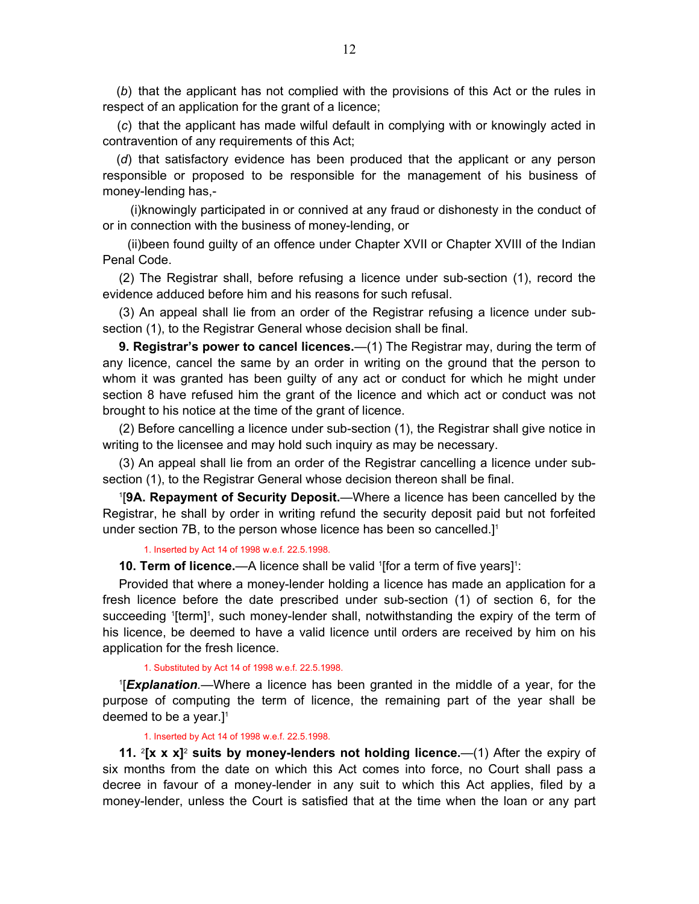(*b*) that the applicant has not complied with the provisions of this Act or the rules in respect of an application for the grant of a licence;

(*c*) that the applicant has made wilful default in complying with or knowingly acted in contravention of any requirements of this Act;

(*d*) that satisfactory evidence has been produced that the applicant or any person responsible or proposed to be responsible for the management of his business of money-lending has,-

(i)knowingly participated in or connived at any fraud or dishonesty in the conduct of or in connection with the business of money-lending, or

(ii)been found guilty of an offence under Chapter XVII or Chapter XVIII of the Indian Penal Code.

(2) The Registrar shall, before refusing a licence under sub-section (1), record the evidence adduced before him and his reasons for such refusal.

(3) An appeal shall lie from an order of the Registrar refusing a licence under sub-section (1), to the Registrar General whose decision shall be final.

**9. Registrar's power to cancel licences.**—(1) The Registrar may, during the term of any licence, cancel the same by an order in writing on the ground that the person to whom it was granted has been guilty of any act or conduct for which he might under section 8 have refused him the grant of the licence and which act or conduct was not brought to his notice at the time of the grant of licence.

(2) Before cancelling a licence under sub-section (1), the Registrar shall give notice in writing to the licensee and may hold such inquiry as may be necessary.

(3) An appeal shall lie from an order of the Registrar cancelling a licence under sub-section (1), to the Registrar General whose decision thereon shall be final.

[1][**9A. Repayment of Security Deposit.**—Where a licence has been cancelled by the Registrar, he shall by order in writing refund the security deposit paid but not forfeited under section 7B, to the person whose licence has been so cancelled.][1]

1. Inserted by Act 14 of 1998 w.e.f. 22.5.1998.

**10. Term of licence.**—A licence shall be valid [1][for a term of five years][1]:

Provided that where a money-lender holding a licence has made an application for a fresh licence before the date prescribed under sub-section (1) of section 6, for the succeeding [1][term][1], such money-lender shall, notwithstanding the expiry of the term of his licence, be deemed to have a valid licence until orders are received by him on his application for the fresh licence.

1. Substituted by Act 14 of 1998 w.e.f. 22.5.1998.

[1][***Explanation***.—Where a licence has been granted in the middle of a year, for the purpose of computing the term of licence, the remaining part of the year shall be deemed to be a year.][1]

1. Inserted by Act 14 of 1998 w.e.f. 22.5.1998.

**11.** [2]**[x x x]**[2] **suits by money-lenders not holding licence.**—(1) After the expiry of six months from the date on which this Act comes into force, no Court shall pass a decree in favour of a money-lender in any suit to which this Act applies, filed by a money-lender, unless the Court is satisfied that at the time when the loan or any part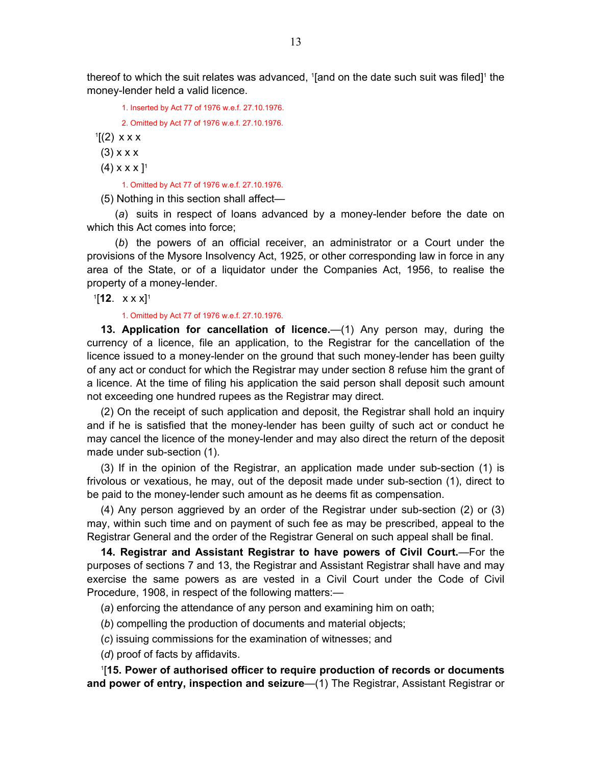thereof to which the suit relates was advanced, [1][and on the date such suit was filed][1] the money-lender held a valid licence.

1. Inserted by Act 77 of 1976 w.e.f. 27.10.1976.

2. Omitted by Act 77 of 1976 w.e.f. 27.10.1976.

[1][(2) x x x

(3) x x x

(4) x x x ][1]

1. Omitted by Act 77 of 1976 w.e.f. 27.10.1976.

(5) Nothing in this section shall affect—

(*a*) suits in respect of loans advanced by a money-lender before the date on which this Act comes into force;

(*b*) the powers of an official receiver, an administrator or a Court under the provisions of the Mysore Insolvency Act, 1925, or other corresponding law in force in any area of the State, or of a liquidator under the Companies Act, 1956, to realise the property of a money-lender.

[1][**12**. x x x][1]

1. Omitted by Act 77 of 1976 w.e.f. 27.10.1976.

**13. Application for cancellation of licence.**—(1) Any person may, during the currency of a licence, file an application, to the Registrar for the cancellation of the licence issued to a money-lender on the ground that such money-lender has been guilty of any act or conduct for which the Registrar may under section 8 refuse him the grant of a licence. At the time of filing his application the said person shall deposit such amount not exceeding one hundred rupees as the Registrar may direct.

(2) On the receipt of such application and deposit, the Registrar shall hold an inquiry and if he is satisfied that the money-lender has been guilty of such act or conduct he may cancel the licence of the money-lender and may also direct the return of the deposit made under sub-section (1).

(3) If in the opinion of the Registrar, an application made under sub-section (1) is frivolous or vexatious, he may, out of the deposit made under sub-section (1), direct to be paid to the money-lender such amount as he deems fit as compensation.

(4) Any person aggrieved by an order of the Registrar under sub-section (2) or (3) may, within such time and on payment of such fee as may be prescribed, appeal to the Registrar General and the order of the Registrar General on such appeal shall be final.

**14. Registrar and Assistant Registrar to have powers of Civil Court.**—For the purposes of sections 7 and 13, the Registrar and Assistant Registrar shall have and may exercise the same powers as are vested in a Civil Court under the Code of Civil Procedure, 1908, in respect of the following matters:—

(*a*) enforcing the attendance of any person and examining him on oath;

(*b*) compelling the production of documents and material objects;

(*c*) issuing commissions for the examination of witnesses; and

(*d*) proof of facts by affidavits.

[1][**15. Power of authorised officer to require production of records or documents and power of entry, inspection and seizure**—(1) The Registrar, Assistant Registrar or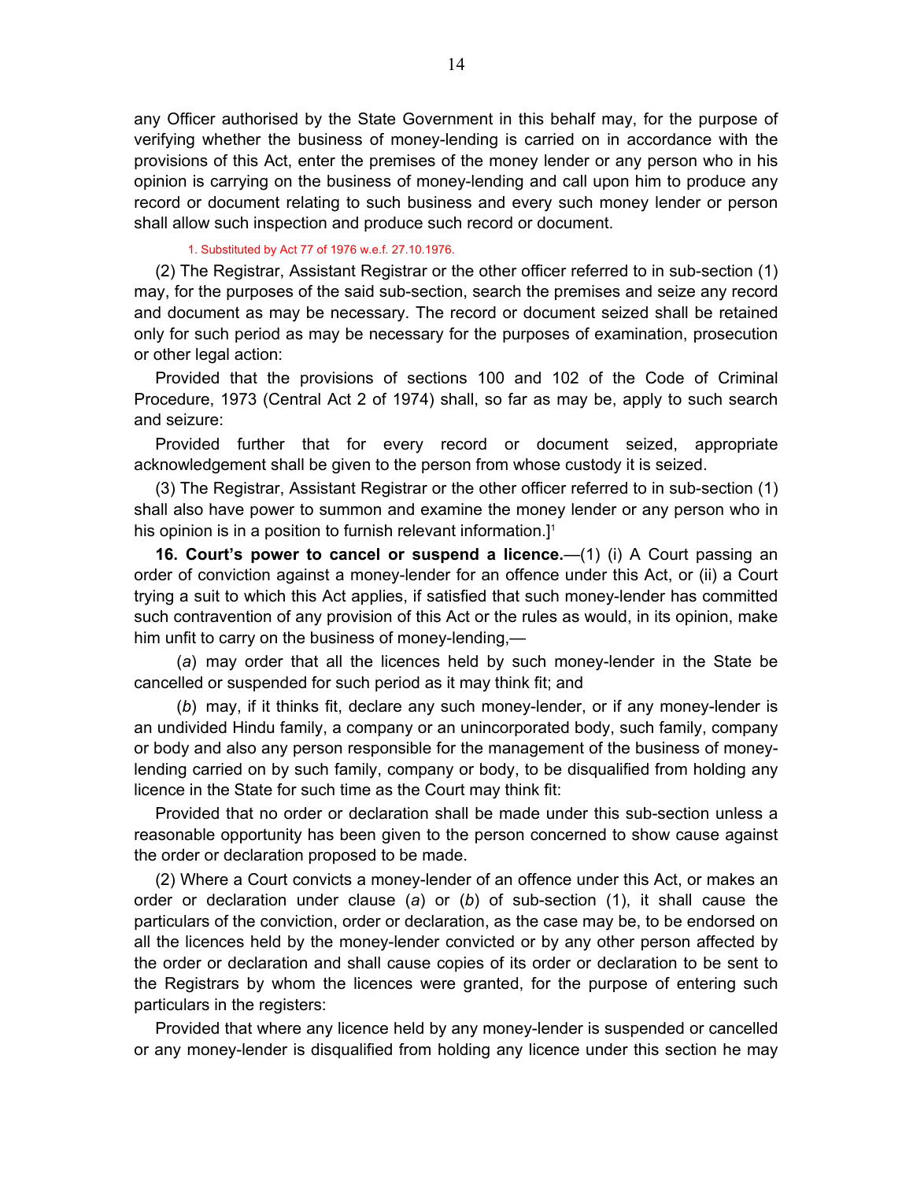any Officer authorised by the State Government in this behalf may, for the purpose of verifying whether the business of money-lending is carried on in accordance with the provisions of this Act, enter the premises of the money lender or any person who in his opinion is carrying on the business of money-lending and call upon him to produce any record or document relating to such business and every such money lender or person shall allow such inspection and produce such record or document.

1. Substituted by Act 77 of 1976 w.e.f. 27.10.1976.

(2) The Registrar, Assistant Registrar or the other officer referred to in sub-section (1) may, for the purposes of the said sub-section, search the premises and seize any record and document as may be necessary. The record or document seized shall be retained only for such period as may be necessary for the purposes of examination, prosecution or other legal action:

Provided that the provisions of sections 100 and 102 of the Code of Criminal Procedure, 1973 (Central Act 2 of 1974) shall, so far as may be, apply to such search and seizure:

Provided further that for every record or document seized, appropriate acknowledgement shall be given to the person from whose custody it is seized.

(3) The Registrar, Assistant Registrar or the other officer referred to in sub-section (1) shall also have power to summon and examine the money lender or any person who in his opinion is in a position to furnish relevant information.][1]

**16. Court's power to cancel or suspend a licence.**—(1) (i) A Court passing an order of conviction against a money-lender for an offence under this Act, or (ii) a Court trying a suit to which this Act applies, if satisfied that such money-lender has committed such contravention of any provision of this Act or the rules as would, in its opinion, make him unfit to carry on the business of money-lending,—

(*a*) may order that all the licences held by such money-lender in the State be cancelled or suspended for such period as it may think fit; and

(*b*) may, if it thinks fit, declare any such money-lender, or if any money-lender is an undivided Hindu family, a company or an unincorporated body, such family, company or body and also any person responsible for the management of the business of money-lending carried on by such family, company or body, to be disqualified from holding any licence in the State for such time as the Court may think fit:

Provided that no order or declaration shall be made under this sub-section unless a reasonable opportunity has been given to the person concerned to show cause against the order or declaration proposed to be made.

(2) Where a Court convicts a money-lender of an offence under this Act, or makes an order or declaration under clause (*a*) or (*b*) of sub-section (1), it shall cause the particulars of the conviction, order or declaration, as the case may be, to be endorsed on all the licences held by the money-lender convicted or by any other person affected by the order or declaration and shall cause copies of its order or declaration to be sent to the Registrars by whom the licences were granted, for the purpose of entering such particulars in the registers:

Provided that where any licence held by any money-lender is suspended or cancelled or any money-lender is disqualified from holding any licence under this section he may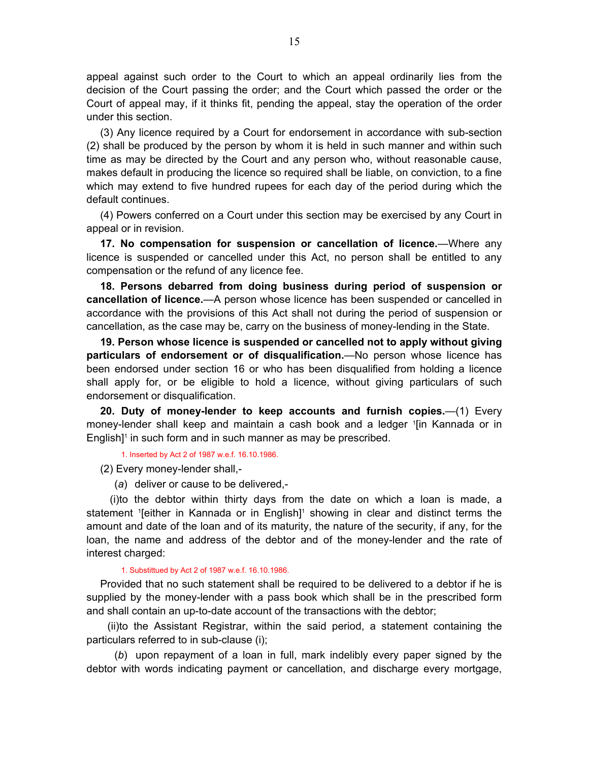appeal against such order to the Court to which an appeal ordinarily lies from the decision of the Court passing the order; and the Court which passed the order or the Court of appeal may, if it thinks fit, pending the appeal, stay the operation of the order under this section.

(3) Any licence required by a Court for endorsement in accordance with sub-section (2) shall be produced by the person by whom it is held in such manner and within such time as may be directed by the Court and any person who, without reasonable cause, makes default in producing the licence so required shall be liable, on conviction, to a fine which may extend to five hundred rupees for each day of the period during which the default continues.

(4) Powers conferred on a Court under this section may be exercised by any Court in appeal or in revision.

**17. No compensation for suspension or cancellation of licence.**—Where any licence is suspended or cancelled under this Act, no person shall be entitled to any compensation or the refund of any licence fee.

**18. Persons debarred from doing business during period of suspension or cancellation of licence.**—A person whose licence has been suspended or cancelled in accordance with the provisions of this Act shall not during the period of suspension or cancellation, as the case may be, carry on the business of money-lending in the State.

**19. Person whose licence is suspended or cancelled not to apply without giving particulars of endorsement or of disqualification.**—No person whose licence has been endorsed under section 16 or who has been disqualified from holding a licence shall apply for, or be eligible to hold a licence, without giving particulars of such endorsement or disqualification.

**20. Duty of money-lender to keep accounts and furnish copies.**—(1) Every money-lender shall keep and maintain a cash book and a ledger [1][in Kannada or in English][1] in such form and in such manner as may be prescribed.

1. Inserted by Act 2 of 1987 w.e.f. 16.10.1986.

(2) Every money-lender shall,-

(*a*) deliver or cause to be delivered,-

(i) to the debtor within thirty days from the date on which a loan is made, a statement [1][either in Kannada or in English][1] showing in clear and distinct terms the amount and date of the loan and of its maturity, the nature of the security, if any, for the loan, the name and address of the debtor and of the money-lender and the rate of interest charged:

1. Substittued by Act 2 of 1987 w.e.f. 16.10.1986.

Provided that no such statement shall be required to be delivered to a debtor if he is supplied by the money-lender with a pass book which shall be in the prescribed form and shall contain an up-to-date account of the transactions with the debtor;

(ii) to the Assistant Registrar, within the said period, a statement containing the particulars referred to in sub-clause (i);

(*b*) upon repayment of a loan in full, mark indelibly every paper signed by the debtor with words indicating payment or cancellation, and discharge every mortgage,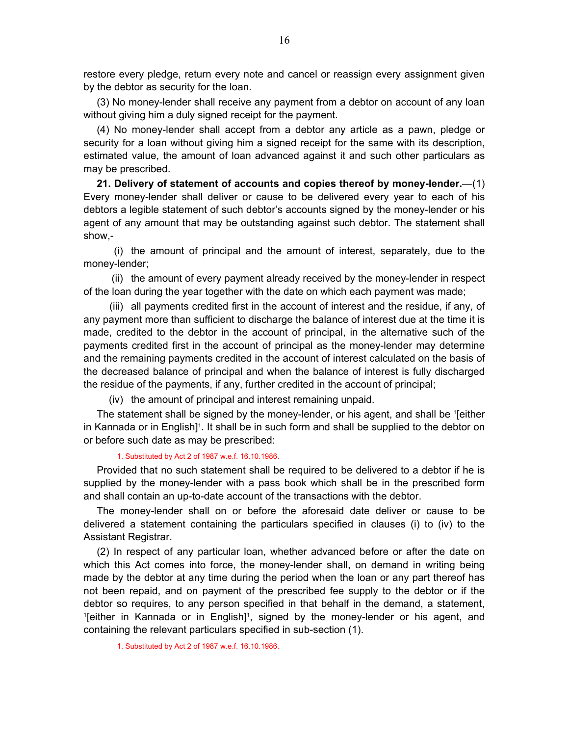restore every pledge, return every note and cancel or reassign every assignment given by the debtor as security for the loan.

(3) No money-lender shall receive any payment from a debtor on account of any loan without giving him a duly signed receipt for the payment.

(4) No money-lender shall accept from a debtor any article as a pawn, pledge or security for a loan without giving him a signed receipt for the same with its description, estimated value, the amount of loan advanced against it and such other particulars as may be prescribed.

**21. Delivery of statement of accounts and copies thereof by money-lender.**—(1) Every money-lender shall deliver or cause to be delivered every year to each of his debtors a legible statement of such debtor's accounts signed by the money-lender or his agent of any amount that may be outstanding against such debtor. The statement shall show,-

(i) the amount of principal and the amount of interest, separately, due to the money-lender;

(ii) the amount of every payment already received by the money-lender in respect of the loan during the year together with the date on which each payment was made;

(iii) all payments credited first in the account of interest and the residue, if any, of any payment more than sufficient to discharge the balance of interest due at the time it is made, credited to the debtor in the account of principal, in the alternative such of the payments credited first in the account of principal as the money-lender may determine and the remaining payments credited in the account of interest calculated on the basis of the decreased balance of principal and when the balance of interest is fully discharged the residue of the payments, if any, further credited in the account of principal;

(iv) the amount of principal and interest remaining unpaid.

The statement shall be signed by the money-lender, or his agent, and shall be [1][either in Kannada or in English][1]. It shall be in such form and shall be supplied to the debtor on or before such date as may be prescribed:

1. Substituted by Act 2 of 1987 w.e.f. 16.10.1986.

Provided that no such statement shall be required to be delivered to a debtor if he is supplied by the money-lender with a pass book which shall be in the prescribed form and shall contain an up-to-date account of the transactions with the debtor.

The money-lender shall on or before the aforesaid date deliver or cause to be delivered a statement containing the particulars specified in clauses (i) to (iv) to the Assistant Registrar.

(2) In respect of any particular loan, whether advanced before or after the date on which this Act comes into force, the money-lender shall, on demand in writing being made by the debtor at any time during the period when the loan or any part thereof has not been repaid, and on payment of the prescribed fee supply to the debtor or if the debtor so requires, to any person specified in that behalf in the demand, a statement, [1][either in Kannada or in English][1], signed by the money-lender or his agent, and containing the relevant particulars specified in sub-section (1).

1. Substituted by Act 2 of 1987 w.e.f. 16.10.1986.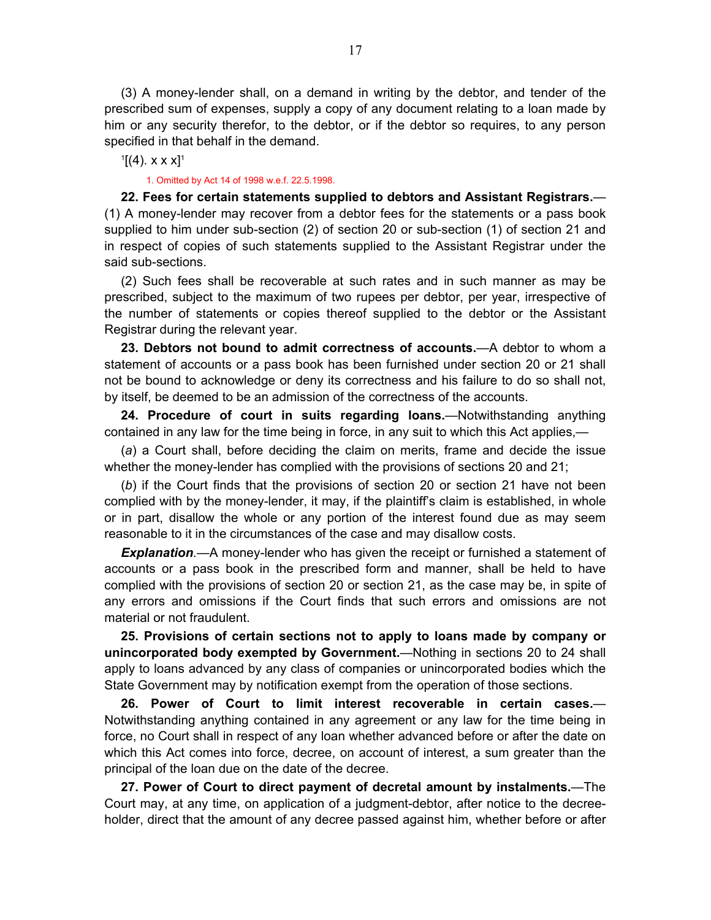(3) A money-lender shall, on a demand in writing by the debtor, and tender of the prescribed sum of expenses, supply a copy of any document relating to a loan made by him or any security therefor, to the debtor, or if the debtor so requires, to any person specified in that behalf in the demand.

[1][(4). x x x][1]

1. Omitted by Act 14 of 1998 w.e.f. 22.5.1998.

**22. Fees for certain statements supplied to debtors and Assistant Registrars.**—(1) A money-lender may recover from a debtor fees for the statements or a pass book supplied to him under sub-section (2) of section 20 or sub-section (1) of section 21 and in respect of copies of such statements supplied to the Assistant Registrar under the said sub-sections.

(2) Such fees shall be recoverable at such rates and in such manner as may be prescribed, subject to the maximum of two rupees per debtor, per year, irrespective of the number of statements or copies thereof supplied to the debtor or the Assistant Registrar during the relevant year.

**23. Debtors not bound to admit correctness of accounts.**—A debtor to whom a statement of accounts or a pass book has been furnished under section 20 or 21 shall not be bound to acknowledge or deny its correctness and his failure to do so shall not, by itself, be deemed to be an admission of the correctness of the accounts.

**24. Procedure of court in suits regarding loans.**—Notwithstanding anything contained in any law for the time being in force, in any suit to which this Act applies,—

(*a*) a Court shall, before deciding the claim on merits, frame and decide the issue whether the money-lender has complied with the provisions of sections 20 and 21;

(*b*) if the Court finds that the provisions of section 20 or section 21 have not been complied with by the money-lender, it may, if the plaintiff's claim is established, in whole or in part, disallow the whole or any portion of the interest found due as may seem reasonable to it in the circumstances of the case and may disallow costs.

***Explanation***.—A money-lender who has given the receipt or furnished a statement of accounts or a pass book in the prescribed form and manner, shall be held to have complied with the provisions of section 20 or section 21, as the case may be, in spite of any errors and omissions if the Court finds that such errors and omissions are not material or not fraudulent.

**25. Provisions of certain sections not to apply to loans made by company or unincorporated body exempted by Government.**—Nothing in sections 20 to 24 shall apply to loans advanced by any class of companies or unincorporated bodies which the State Government may by notification exempt from the operation of those sections.

**26. Power of Court to limit interest recoverable in certain cases.**—Notwithstanding anything contained in any agreement or any law for the time being in force, no Court shall in respect of any loan whether advanced before or after the date on which this Act comes into force, decree, on account of interest, a sum greater than the principal of the loan due on the date of the decree.

**27. Power of Court to direct payment of decretal amount by instalments.**—The Court may, at any time, on application of a judgment-debtor, after notice to the decree-holder, direct that the amount of any decree passed against him, whether before or after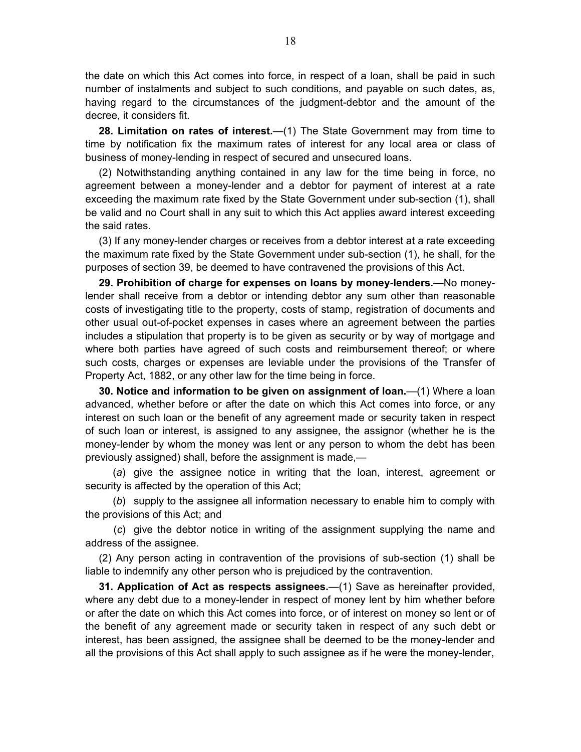the date on which this Act comes into force, in respect of a loan, shall be paid in such number of instalments and subject to such conditions, and payable on such dates, as, having regard to the circumstances of the judgment-debtor and the amount of the decree, it considers fit.

**28. Limitation on rates of interest.**—(1) The State Government may from time to time by notification fix the maximum rates of interest for any local area or class of business of money-lending in respect of secured and unsecured loans.

(2) Notwithstanding anything contained in any law for the time being in force, no agreement between a money-lender and a debtor for payment of interest at a rate exceeding the maximum rate fixed by the State Government under sub-section (1), shall be valid and no Court shall in any suit to which this Act applies award interest exceeding the said rates.

(3) If any money-lender charges or receives from a debtor interest at a rate exceeding the maximum rate fixed by the State Government under sub-section (1), he shall, for the purposes of section 39, be deemed to have contravened the provisions of this Act.

**29. Prohibition of charge for expenses on loans by money-lenders.**—No money-lender shall receive from a debtor or intending debtor any sum other than reasonable costs of investigating title to the property, costs of stamp, registration of documents and other usual out-of-pocket expenses in cases where an agreement between the parties includes a stipulation that property is to be given as security or by way of mortgage and where both parties have agreed of such costs and reimbursement thereof; or where such costs, charges or expenses are leviable under the provisions of the Transfer of Property Act, 1882, or any other law for the time being in force.

**30. Notice and information to be given on assignment of loan.**—(1) Where a loan advanced, whether before or after the date on which this Act comes into force, or any interest on such loan or the benefit of any agreement made or security taken in respect of such loan or interest, is assigned to any assignee, the assignor (whether he is the money-lender by whom the money was lent or any person to whom the debt has been previously assigned) shall, before the assignment is made,—

(*a*) give the assignee notice in writing that the loan, interest, agreement or security is affected by the operation of this Act;

(*b*) supply to the assignee all information necessary to enable him to comply with the provisions of this Act; and

(*c*) give the debtor notice in writing of the assignment supplying the name and address of the assignee.

(2) Any person acting in contravention of the provisions of sub-section (1) shall be liable to indemnify any other person who is prejudiced by the contravention.

**31. Application of Act as respects assignees.**—(1) Save as hereinafter provided, where any debt due to a money-lender in respect of money lent by him whether before or after the date on which this Act comes into force, or of interest on money so lent or of the benefit of any agreement made or security taken in respect of any such debt or interest, has been assigned, the assignee shall be deemed to be the money-lender and all the provisions of this Act shall apply to such assignee as if he were the money-lender,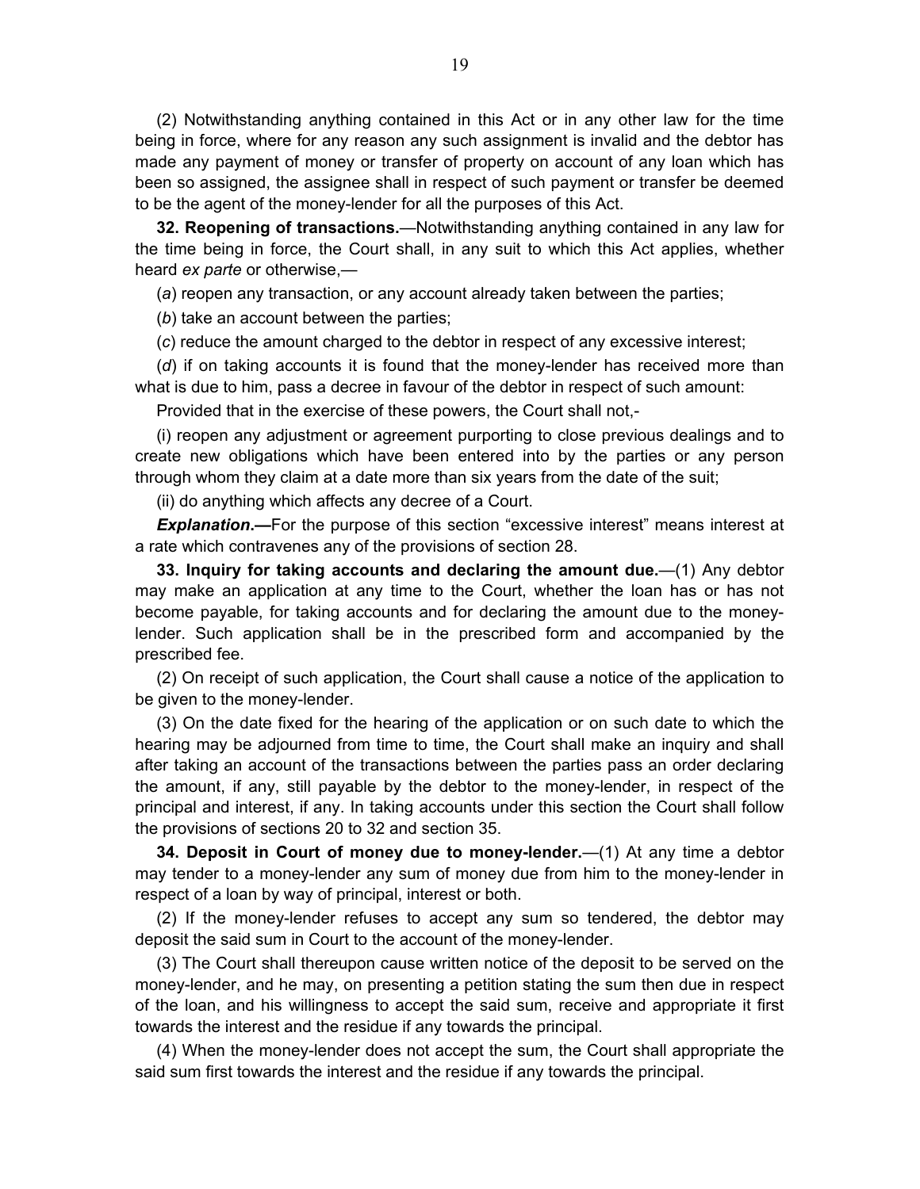(2) Notwithstanding anything contained in this Act or in any other law for the time being in force, where for any reason any such assignment is invalid and the debtor has made any payment of money or transfer of property on account of any loan which has been so assigned, the assignee shall in respect of such payment or transfer be deemed to be the agent of the money-lender for all the purposes of this Act.

**32. Reopening of transactions.**—Notwithstanding anything contained in any law for the time being in force, the Court shall, in any suit to which this Act applies, whether heard *ex parte* or otherwise,—

(*a*) reopen any transaction, or any account already taken between the parties;

(*b*) take an account between the parties;

(*c*) reduce the amount charged to the debtor in respect of any excessive interest;

(*d*) if on taking accounts it is found that the money-lender has received more than what is due to him, pass a decree in favour of the debtor in respect of such amount:

Provided that in the exercise of these powers, the Court shall not,-

(i) reopen any adjustment or agreement purporting to close previous dealings and to create new obligations which have been entered into by the parties or any person through whom they claim at a date more than six years from the date of the suit;

(ii) do anything which affects any decree of a Court.

***Explanation*.—**For the purpose of this section "excessive interest" means interest at a rate which contravenes any of the provisions of section 28.

**33. Inquiry for taking accounts and declaring the amount due.**—(1) Any debtor may make an application at any time to the Court, whether the loan has or has not become payable, for taking accounts and for declaring the amount due to the money-lender. Such application shall be in the prescribed form and accompanied by the prescribed fee.

(2) On receipt of such application, the Court shall cause a notice of the application to be given to the money-lender.

(3) On the date fixed for the hearing of the application or on such date to which the hearing may be adjourned from time to time, the Court shall make an inquiry and shall after taking an account of the transactions between the parties pass an order declaring the amount, if any, still payable by the debtor to the money-lender, in respect of the principal and interest, if any. In taking accounts under this section the Court shall follow the provisions of sections 20 to 32 and section 35.

**34. Deposit in Court of money due to money-lender.**—(1) At any time a debtor may tender to a money-lender any sum of money due from him to the money-lender in respect of a loan by way of principal, interest or both.

(2) If the money-lender refuses to accept any sum so tendered, the debtor may deposit the said sum in Court to the account of the money-lender.

(3) The Court shall thereupon cause written notice of the deposit to be served on the money-lender, and he may, on presenting a petition stating the sum then due in respect of the loan, and his willingness to accept the said sum, receive and appropriate it first towards the interest and the residue if any towards the principal.

(4) When the money-lender does not accept the sum, the Court shall appropriate the said sum first towards the interest and the residue if any towards the principal.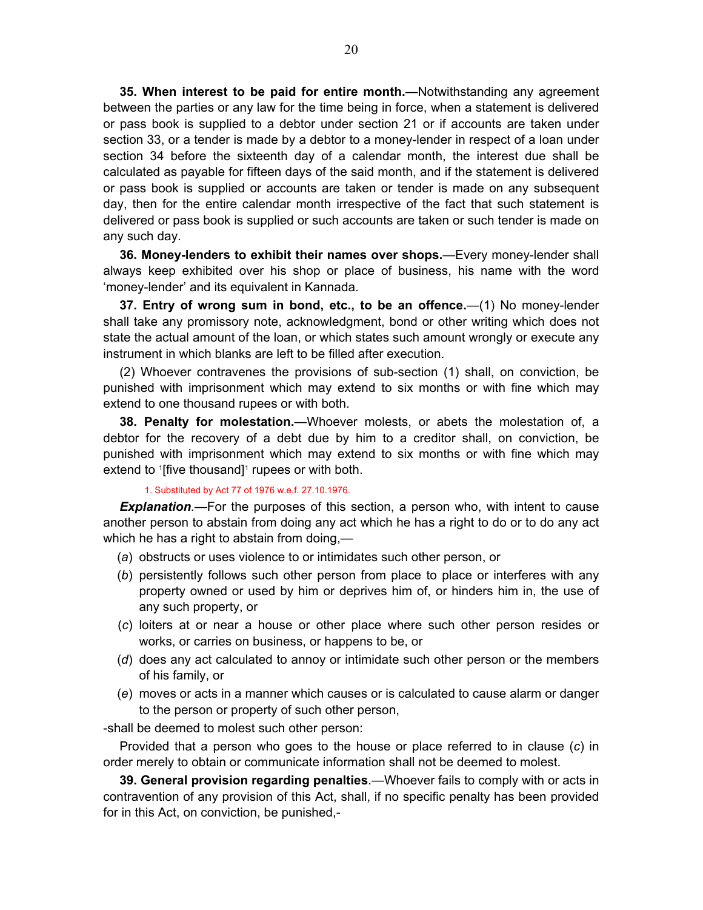**35. When interest to be paid for entire month.**—Notwithstanding any agreement between the parties or any law for the time being in force, when a statement is delivered or pass book is supplied to a debtor under section 21 or if accounts are taken under section 33, or a tender is made by a debtor to a money-lender in respect of a loan under section 34 before the sixteenth day of a calendar month, the interest due shall be calculated as payable for fifteen days of the said month, and if the statement is delivered or pass book is supplied or accounts are taken or tender is made on any subsequent day, then for the entire calendar month irrespective of the fact that such statement is delivered or pass book is supplied or such accounts are taken or such tender is made on any such day.

**36. Money-lenders to exhibit their names over shops.**—Every money-lender shall always keep exhibited over his shop or place of business, his name with the word 'money-lender' and its equivalent in Kannada.

**37. Entry of wrong sum in bond, etc., to be an offence.**—(1) No money-lender shall take any promissory note, acknowledgment, bond or other writing which does not state the actual amount of the loan, or which states such amount wrongly or execute any instrument in which blanks are left to be filled after execution.

(2) Whoever contravenes the provisions of sub-section (1) shall, on conviction, be punished with imprisonment which may extend to six months or with fine which may extend to one thousand rupees or with both.

**38. Penalty for molestation.**—Whoever molests, or abets the molestation of, a debtor for the recovery of a debt due by him to a creditor shall, on conviction, be punished with imprisonment which may extend to six months or with fine which may extend to [1][five thousand][1] rupees or with both.

1. Substituted by Act 77 of 1976 w.e.f. 27.10.1976.

***Explanation*.**—For the purposes of this section, a person who, with intent to cause another person to abstain from doing any act which he has a right to do or to do any act which he has a right to abstain from doing,—

(*a*) obstructs or uses violence to or intimidates such other person, or

(*b*) persistently follows such other person from place to place or interferes with any property owned or used by him or deprives him of, or hinders him in, the use of any such property, or

(*c*) loiters at or near a house or other place where such other person resides or works, or carries on business, or happens to be, or

(*d*) does any act calculated to annoy or intimidate such other person or the members of his family, or

(*e*) moves or acts in a manner which causes or is calculated to cause alarm or danger to the person or property of such other person,

-shall be deemed to molest such other person:

Provided that a person who goes to the house or place referred to in clause (*c*) in order merely to obtain or communicate information shall not be deemed to molest.

**39. General provision regarding penalties**.—Whoever fails to comply with or acts in contravention of any provision of this Act, shall, if no specific penalty has been provided for in this Act, on conviction, be punished,-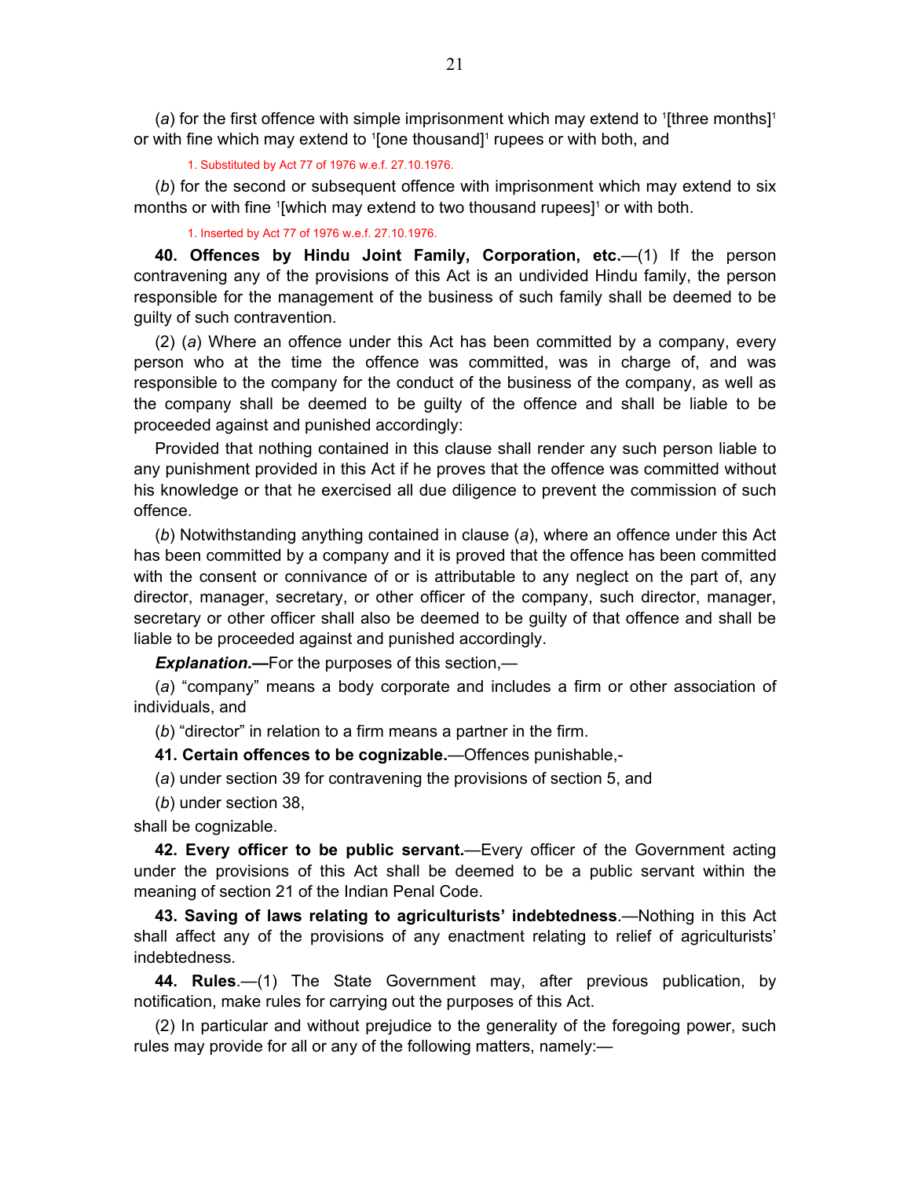(*a*) for the first offence with simple imprisonment which may extend to [1][three months][1] or with fine which may extend to [1][one thousand][1] rupees or with both, and

1. Substituted by Act 77 of 1976 w.e.f. 27.10.1976.

(*b*) for the second or subsequent offence with imprisonment which may extend to six months or with fine [1][which may extend to two thousand rupees][1] or with both.

1. Inserted by Act 77 of 1976 w.e.f. 27.10.1976.

**40. Offences by Hindu Joint Family, Corporation, etc.**—(1) If the person contravening any of the provisions of this Act is an undivided Hindu family, the person responsible for the management of the business of such family shall be deemed to be guilty of such contravention.

(2) (*a*) Where an offence under this Act has been committed by a company, every person who at the time the offence was committed, was in charge of, and was responsible to the company for the conduct of the business of the company, as well as the company shall be deemed to be guilty of the offence and shall be liable to be proceeded against and punished accordingly:

Provided that nothing contained in this clause shall render any such person liable to any punishment provided in this Act if he proves that the offence was committed without his knowledge or that he exercised all due diligence to prevent the commission of such offence.

(*b*) Notwithstanding anything contained in clause (*a*), where an offence under this Act has been committed by a company and it is proved that the offence has been committed with the consent or connivance of or is attributable to any neglect on the part of, any director, manager, secretary, or other officer of the company, such director, manager, secretary or other officer shall also be deemed to be guilty of that offence and shall be liable to be proceeded against and punished accordingly.

***Explanation.*—**For the purposes of this section,—

(*a*) "company" means a body corporate and includes a firm or other association of individuals, and

(*b*) "director" in relation to a firm means a partner in the firm.

**41. Certain offences to be cognizable.**—Offences punishable,-

(*a*) under section 39 for contravening the provisions of section 5, and

(*b*) under section 38,

shall be cognizable.

**42. Every officer to be public servant.**—Every officer of the Government acting under the provisions of this Act shall be deemed to be a public servant within the meaning of section 21 of the Indian Penal Code.

**43. Saving of laws relating to agriculturists' indebtedness**.—Nothing in this Act shall affect any of the provisions of any enactment relating to relief of agriculturists' indebtedness.

**44. Rules**.—(1) The State Government may, after previous publication, by notification, make rules for carrying out the purposes of this Act.

(2) In particular and without prejudice to the generality of the foregoing power, such rules may provide for all or any of the following matters, namely:—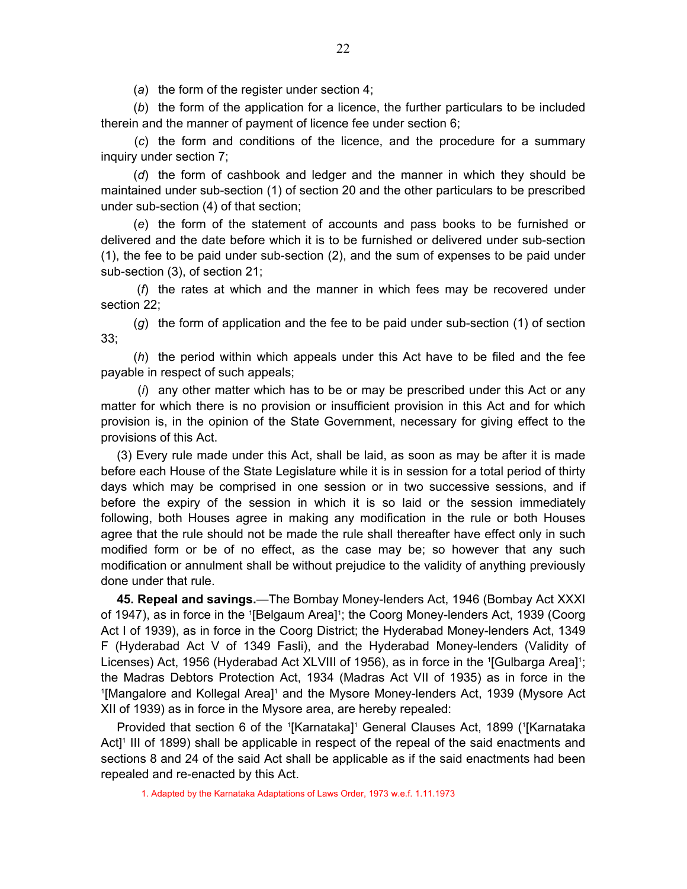(*a*) the form of the register under section 4;

(*b*) the form of the application for a licence, the further particulars to be included therein and the manner of payment of licence fee under section 6;

(*c*) the form and conditions of the licence, and the procedure for a summary inquiry under section 7;

(*d*) the form of cashbook and ledger and the manner in which they should be maintained under sub-section (1) of section 20 and the other particulars to be prescribed under sub-section (4) of that section;

(*e*) the form of the statement of accounts and pass books to be furnished or delivered and the date before which it is to be furnished or delivered under sub-section (1), the fee to be paid under sub-section (2), and the sum of expenses to be paid under sub-section (3), of section 21;

(*f*) the rates at which and the manner in which fees may be recovered under section 22;

(*g*) the form of application and the fee to be paid under sub-section (1) of section 33;

(*h*) the period within which appeals under this Act have to be filed and the fee payable in respect of such appeals;

(*i*) any other matter which has to be or may be prescribed under this Act or any matter for which there is no provision or insufficient provision in this Act and for which provision is, in the opinion of the State Government, necessary for giving effect to the provisions of this Act.

(3) Every rule made under this Act, shall be laid, as soon as may be after it is made before each House of the State Legislature while it is in session for a total period of thirty days which may be comprised in one session or in two successive sessions, and if before the expiry of the session in which it is so laid or the session immediately following, both Houses agree in making any modification in the rule or both Houses agree that the rule should not be made the rule shall thereafter have effect only in such modified form or be of no effect, as the case may be; so however that any such modification or annulment shall be without prejudice to the validity of anything previously done under that rule.

**45. Repeal and savings.**—The Bombay Money-lenders Act, 1946 (Bombay Act XXXI of 1947), as in force in the [1][Belgaum Area][1]; the Coorg Money-lenders Act, 1939 (Coorg Act I of 1939), as in force in the Coorg District; the Hyderabad Money-lenders Act, 1349 F (Hyderabad Act V of 1349 Fasli), and the Hyderabad Money-lenders (Validity of Licenses) Act, 1956 (Hyderabad Act XLVIII of 1956), as in force in the [1][Gulbarga Area][1]; the Madras Debtors Protection Act, 1934 (Madras Act VII of 1935) as in force in the [1][Mangalore and Kollegal Area][1] and the Mysore Money-lenders Act, 1939 (Mysore Act XII of 1939) as in force in the Mysore area, are hereby repealed:

Provided that section 6 of the [1][Karnataka][1] General Clauses Act, 1899 ([1][Karnataka Act][1] III of 1899) shall be applicable in respect of the repeal of the said enactments and sections 8 and 24 of the said Act shall be applicable as if the said enactments had been repealed and re-enacted by this Act.

1. Adapted by the Karnataka Adaptations of Laws Order, 1973 w.e.f. 1.11.1973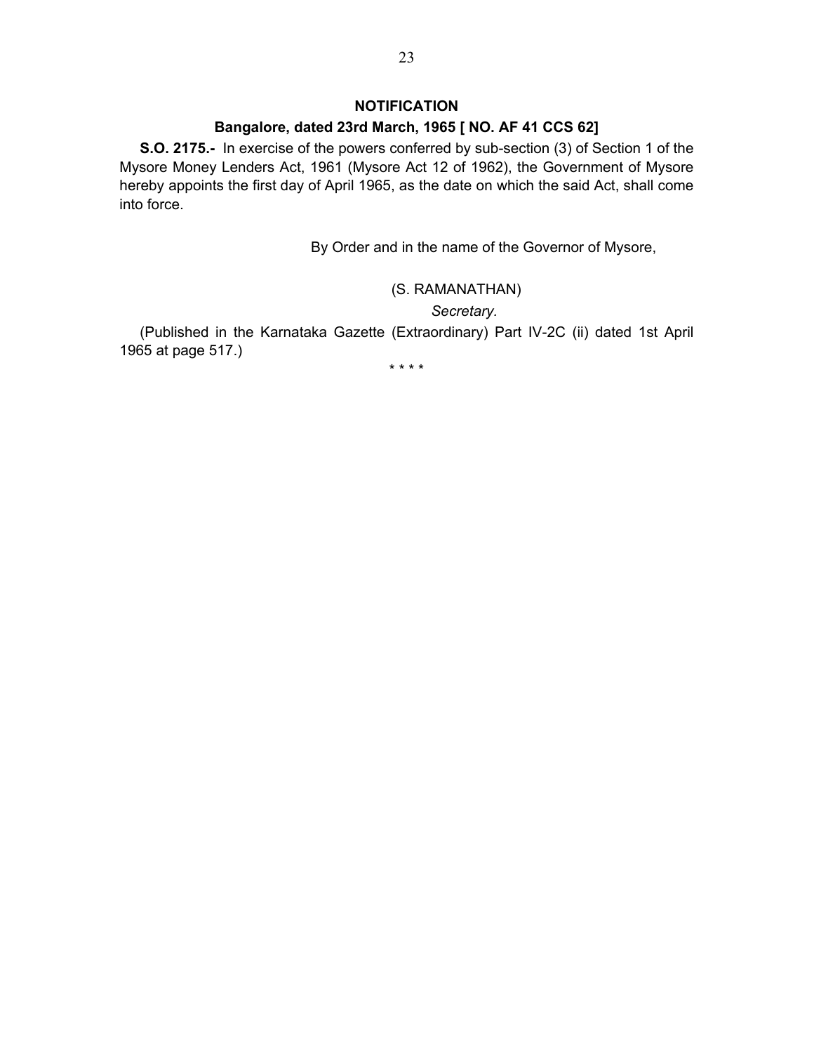## NOTIFICATION

### Bangalore, dated 23rd March, 1965 [ NO. AF 41 CCS 62]

**S.O. 2175.-** In exercise of the powers conferred by sub-section (3) of Section 1 of the Mysore Money Lenders Act, 1961 (Mysore Act 12 of 1962), the Government of Mysore hereby appoints the first day of April 1965, as the date on which the said Act, shall come into force.

By Order and in the name of the Governor of Mysore,

(S. RAMANATHAN)

*Secretary.*

(Published in the Karnataka Gazette (Extraordinary) Part IV-2C (ii) dated 1st April 1965 at page 517.)

\* \* \* \*